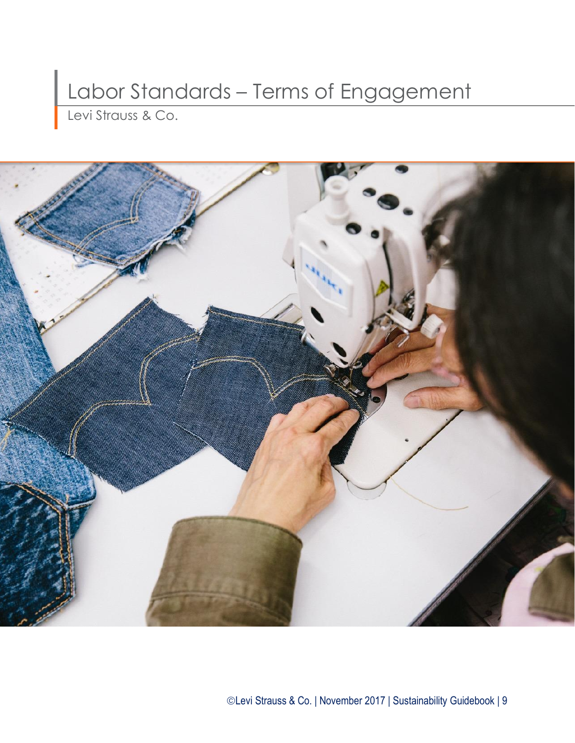# Labor Standards – Terms of Engagement

Levi Strauss & Co.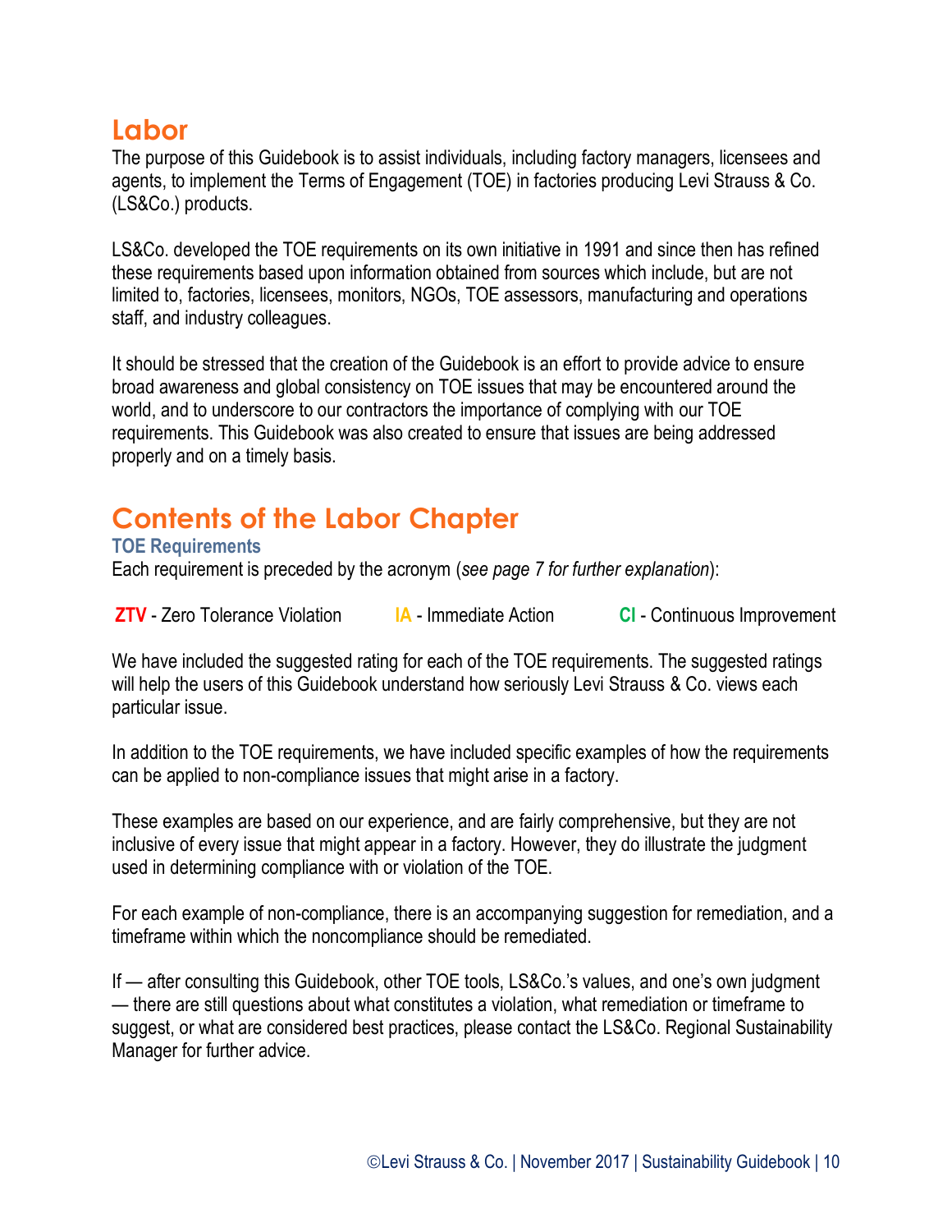# Labor

The purpose of this Guidebook is to assist individuals, including factory managers, licensees and agents, to implement the Terms of Engagement (TOE) in factories producing Levi Strauss & Co. (LS&Co.) products.

LS&Co. developed the TOE requirements on its own initiative in 1991 and since then has refined these requirements based upon information obtained from sources which include, but are not limited to, factories, licensees, monitors, NGOs, TOE assessors, manufacturing and operations staff, and industry colleagues.

It should be stressed that the creation of the Guidebook is an effort to provide advice to ensure broad awareness and global consistency on TOE issues that may be encountered around the world, and to underscore to our contractors the importance of complying with our TOE requirements. This Guidebook was also created to ensure that issues are being addressed properly and on a timely basis.

# Contents of the Labor Chapter

### TOE Requirements

Each requirement is preceded by the acronym (*see page 7 for further explanation*):

**ZTV** - Zero Tolerance Violation    **IA** - Immediate Action    **CI** - Continuous Improvement

We have included the suggested rating for each of the TOE requirements. The suggested ratings will help the users of this Guidebook understand how seriously Levi Strauss & Co. views each particular issue.

In addition to the TOE requirements, we have included specific examples of how the requirements can be applied to non-compliance issues that might arise in a factory.

These examples are based on our experience, and are fairly comprehensive, but they are not inclusive of every issue that might appear in a factory. However, they do illustrate the judgment used in determining compliance with or violation of the TOE.

For each example of non-compliance, there is an accompanying suggestion for remediation, and a timeframe within which the noncompliance should be remediated.

If — after consulting this Guidebook, other TOE tools, LS&Co.'s values, and one's own judgment — there are still questions about what constitutes a violation, what remediation or timeframe to suggest, or what are considered best practices, please contact the LS&Co. Regional Sustainability Manager for further advice.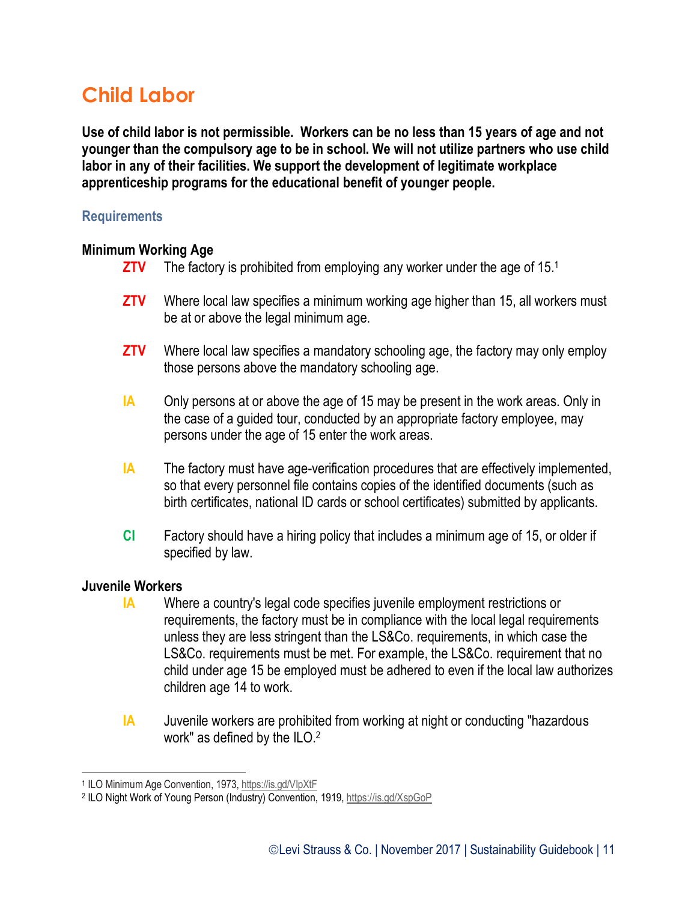# Child Labor

**Use of child labor is not permissible. Workers can be no less than 15 years of age and not younger than the compulsory age to be in school. We will not utilize partners who use child labor in any of their facilities. We support the development of legitimate workplace apprenticeship programs for the educational benefit of younger people.**

## Requirements

### Minimum Working Age

**ZTV** The factory is prohibited from employing any worker under the age of 15.[1]

**ZTV** Where local law specifies a minimum working age higher than 15, all workers must be at or above the legal minimum age.

**ZTV** Where local law specifies a mandatory schooling age, the factory may only employ those persons above the mandatory schooling age.

**IA** Only persons at or above the age of 15 may be present in the work areas. Only in the case of a guided tour, conducted by an appropriate factory employee, may persons under the age of 15 enter the work areas.

**IA** The factory must have age-verification procedures that are effectively implemented, so that every personnel file contains copies of the identified documents (such as birth certificates, national ID cards or school certificates) submitted by applicants.

**CI** Factory should have a hiring policy that includes a minimum age of 15, or older if specified by law.

### Juvenile Workers

**IA** Where a country's legal code specifies juvenile employment restrictions or requirements, the factory must be in compliance with the local legal requirements unless they are less stringent than the LS&Co. requirements, in which case the LS&Co. requirements must be met. For example, the LS&Co. requirement that no child under age 15 be employed must be adhered to even if the local law authorizes children age 14 to work.

**IA** Juvenile workers are prohibited from working at night or conducting "hazardous work" as defined by the ILO.[2]

---

[1] ILO Minimum Age Convention, 1973, https://is.gd/VIpXtF

[2] ILO Night Work of Young Person (Industry) Convention, 1919, https://is.gd/XspGoP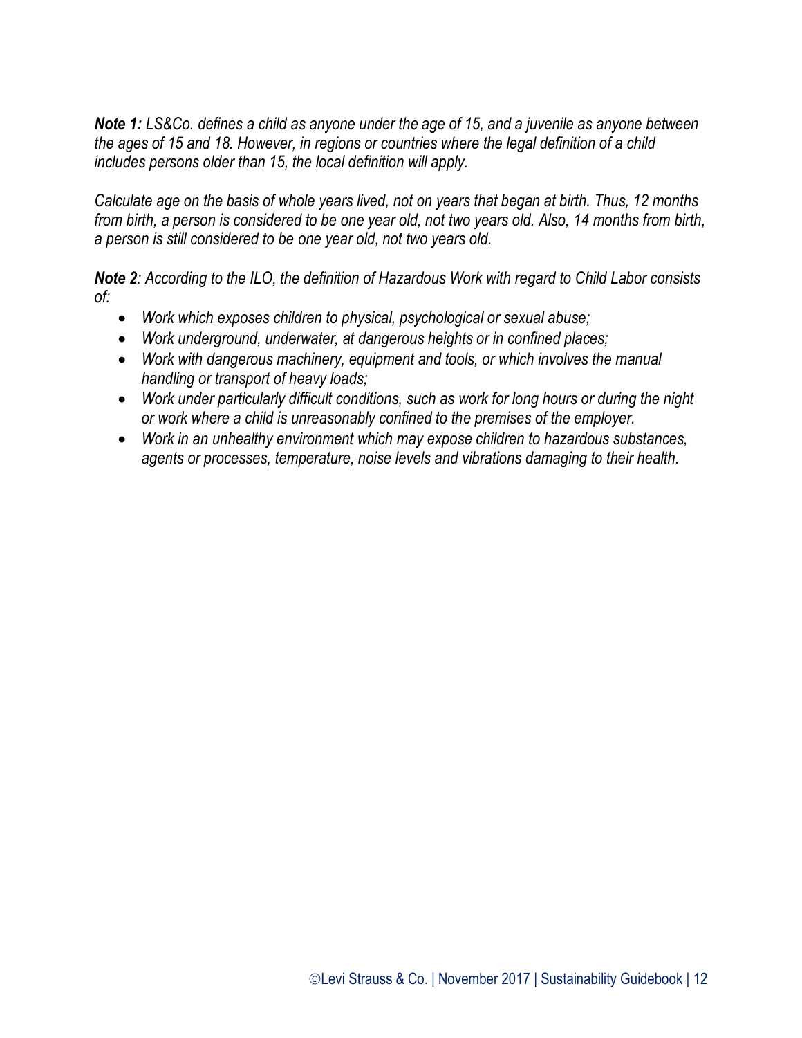***Note 1:*** *LS&Co. defines a child as anyone under the age of 15, and a juvenile as anyone between the ages of 15 and 18. However, in regions or countries where the legal definition of a child includes persons older than 15, the local definition will apply.*

*Calculate age on the basis of whole years lived, not on years that began at birth. Thus, 12 months from birth, a person is considered to be one year old, not two years old. Also, 14 months from birth, a person is still considered to be one year old, not two years old.*

***Note 2****: According to the ILO, the definition of Hazardous Work with regard to Child Labor consists of:*

- *Work which exposes children to physical, psychological or sexual abuse;*
- *Work underground, underwater, at dangerous heights or in confined places;*
- *Work with dangerous machinery, equipment and tools, or which involves the manual handling or transport of heavy loads;*
- *Work under particularly difficult conditions, such as work for long hours or during the night or work where a child is unreasonably confined to the premises of the employer.*
- *Work in an unhealthy environment which may expose children to hazardous substances, agents or processes, temperature, noise levels and vibrations damaging to their health.*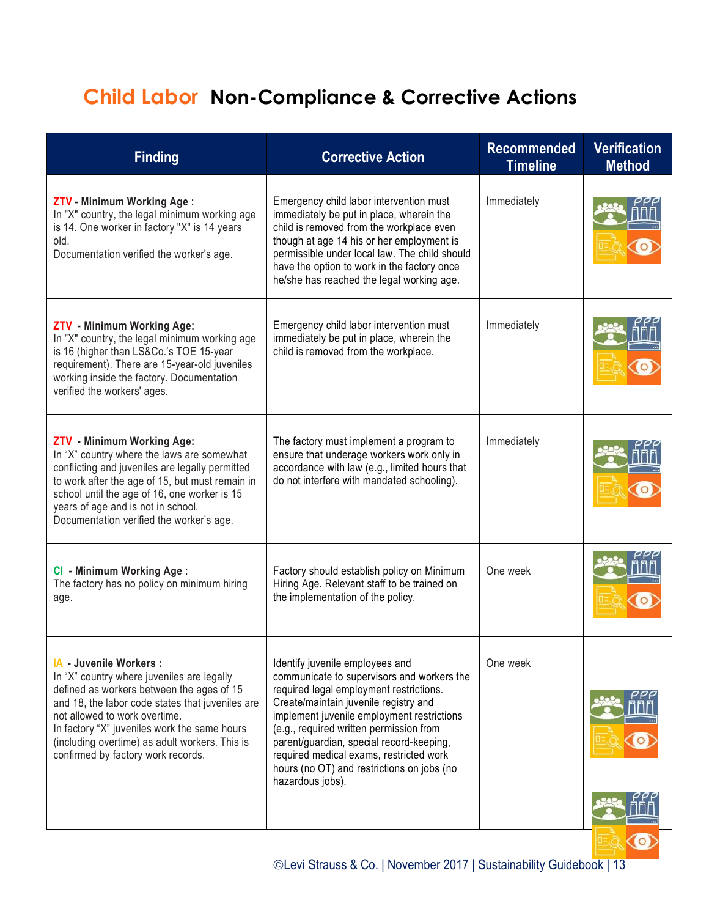# Child Labor Non-Compliance & Corrective Actions

| Finding | Corrective Action | Recommended Timeline | Verification Method |
|---|---|---|---|
| **ZTV - Minimum Working Age :** In "X" country, the legal minimum working age is 14. One worker in factory "X" is 14 years old. Documentation verified the worker's age. | Emergency child labor intervention must immediately be put in place, wherein the child is removed from the workplace even though at age 14 his or her employment is permissible under local law. The child should have the option to work in the factory once he/she has reached the legal working age. | Immediately | |
| **ZTV - Minimum Working Age:** In "X" country, the legal minimum working age is 16 (higher than LS&Co.'s TOE 15-year requirement). There are 15-year-old juveniles working inside the factory. Documentation verified the workers' ages. | Emergency child labor intervention must immediately be put in place, wherein the child is removed from the workplace. | Immediately | |
| **ZTV - Minimum Working Age:** In "X" country where the laws are somewhat conflicting and juveniles are legally permitted to work after the age of 15, but must remain in school until the age of 16, one worker is 15 years of age and is not in school. Documentation verified the worker's age. | The factory must implement a program to ensure that underage workers work only in accordance with law (e.g., limited hours that do not interfere with mandated schooling). | Immediately | |
| **CI - Minimum Working Age :** The factory has no policy on minimum hiring age. | Factory should establish policy on Minimum Hiring Age. Relevant staff to be trained on the implementation of the policy. | One week | |
| **IA - Juvenile Workers :** In "X" country where juveniles are legally defined as workers between the ages of 15 and 18, the labor code states that juveniles are not allowed to work overtime. In factory "X" juveniles work the same hours (including overtime) as adult workers. This is confirmed by factory work records. | Identify juvenile employees and communicate to supervisors and workers the required legal employment restrictions. Create/maintain juvenile registry and implement juvenile employment restrictions (e.g., required written permission from parent/guardian, special record-keeping, required medical exams, restricted work hours (no OT) and restrictions on jobs (no hazardous jobs). | One week | |
| | | | |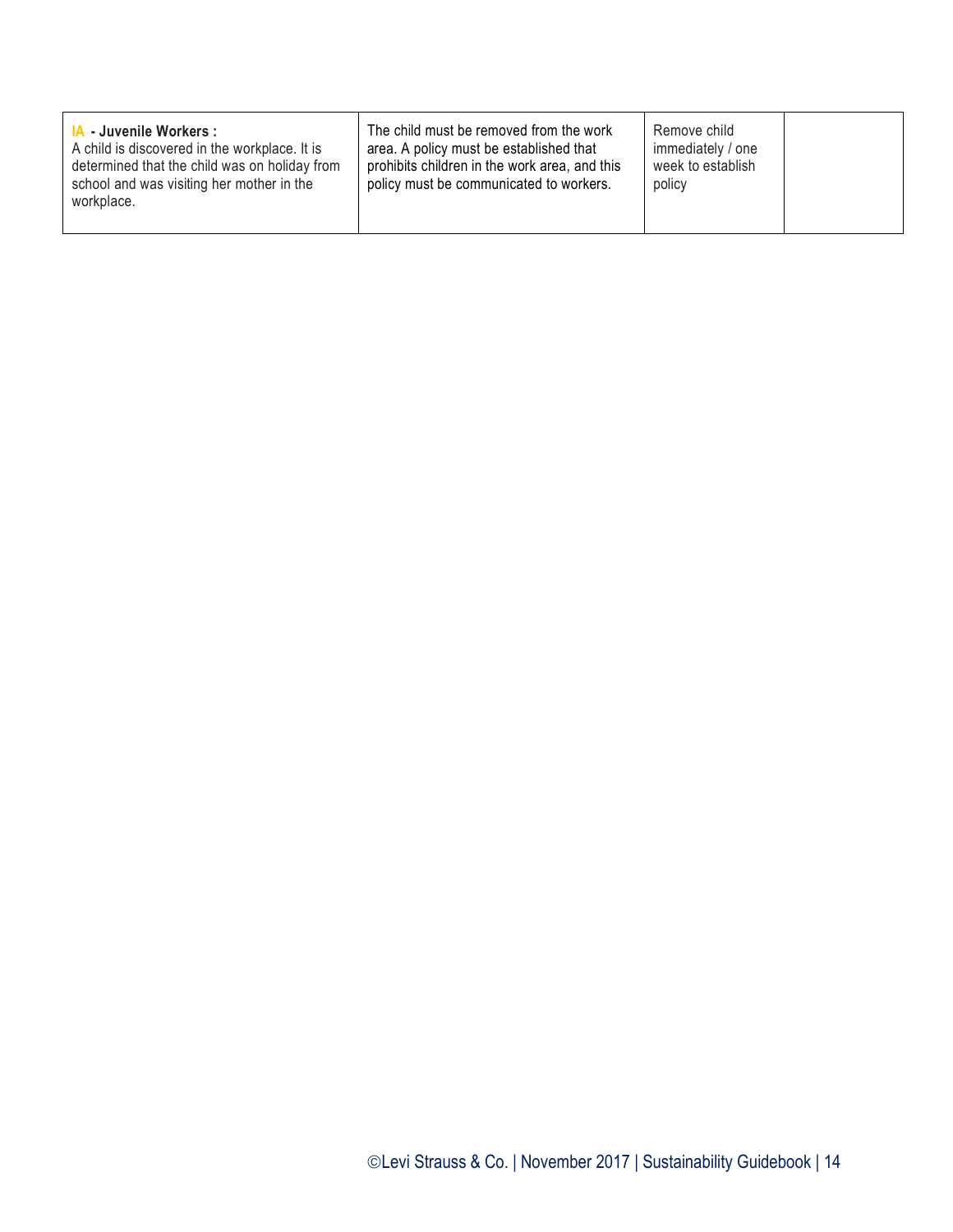| | | | |
|---|---|---|---|
| **IA - Juvenile Workers :** A child is discovered in the workplace. It is determined that the child was on holiday from school and was visiting her mother in the workplace. | The child must be removed from the work area. A policy must be established that prohibits children in the work area, and this policy must be communicated to workers. | Remove child immediately / one week to establish policy | |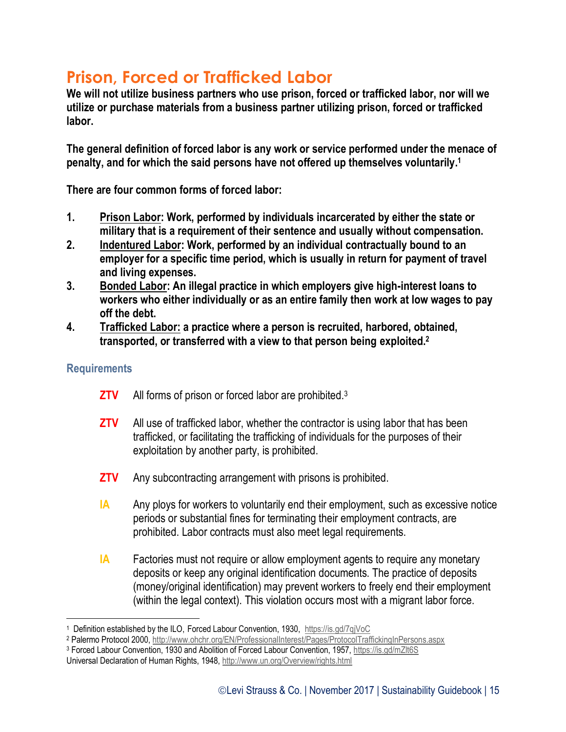# Prison, Forced or Trafficked Labor

**We will not utilize business partners who use prison, forced or trafficked labor, nor will we utilize or purchase materials from a business partner utilizing prison, forced or trafficked labor.**

**The general definition of forced labor is any work or service performed under the menace of penalty, and for which the said persons have not offered up themselves voluntarily.[1]**

**There are four common forms of forced labor:**

1. **Prison Labor: Work, performed by individuals incarcerated by either the state or military that is a requirement of their sentence and usually without compensation.**
2. **Indentured Labor: Work, performed by an individual contractually bound to an employer for a specific time period, which is usually in return for payment of travel and living expenses.**
3. **Bonded Labor: An illegal practice in which employers give high-interest loans to workers who either individually or as an entire family then work at low wages to pay off the debt.**
4. **Trafficked Labor: a practice where a person is recruited, harbored, obtained, transported, or transferred with a view to that person being exploited.[2]**

### Requirements

**ZTV** All forms of prison or forced labor are prohibited.[3]

**ZTV** All use of trafficked labor, whether the contractor is using labor that has been trafficked, or facilitating the trafficking of individuals for the purposes of their exploitation by another party, is prohibited.

**ZTV** Any subcontracting arrangement with prisons is prohibited.

**IA** Any ploys for workers to voluntarily end their employment, such as excessive notice periods or substantial fines for terminating their employment contracts, are prohibited. Labor contracts must also meet legal requirements.

**IA** Factories must not require or allow employment agents to require any monetary deposits or keep any original identification documents. The practice of deposits (money/original identification) may prevent workers to freely end their employment (within the legal context). This violation occurs most with a migrant labor force.

---

[1] Definition established by the ILO, Forced Labour Convention, 1930, https://is.gd/7qjVoC

[2] Palermo Protocol 2000, http://www.ohchr.org/EN/ProfessionalInterest/Pages/ProtocolTraffickingInPersons.aspx

[3] Forced Labour Convention, 1930 and Abolition of Forced Labour Convention, 1957, https://is.gd/mZlt6S
Universal Declaration of Human Rights, 1948, http://www.un.org/Overview/rights.html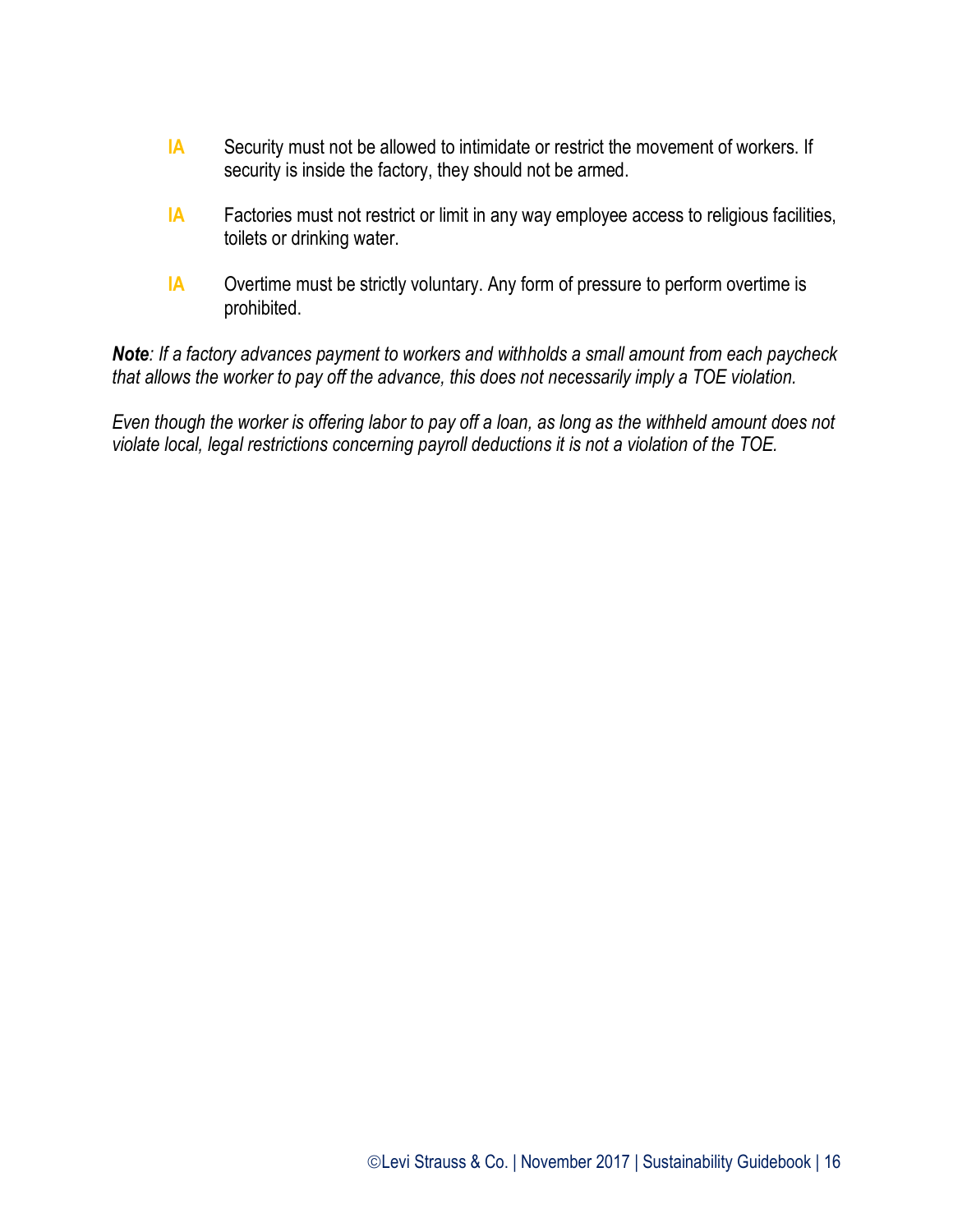- **IA** Security must not be allowed to intimidate or restrict the movement of workers. If security is inside the factory, they should not be armed.

- **IA** Factories must not restrict or limit in any way employee access to religious facilities, toilets or drinking water.

- **IA** Overtime must be strictly voluntary. Any form of pressure to perform overtime is prohibited.

***Note**: If a factory advances payment to workers and withholds a small amount from each paycheck that allows the worker to pay off the advance, this does not necessarily imply a TOE violation.*

*Even though the worker is offering labor to pay off a loan, as long as the withheld amount does not violate local, legal restrictions concerning payroll deductions it is not a violation of the TOE.*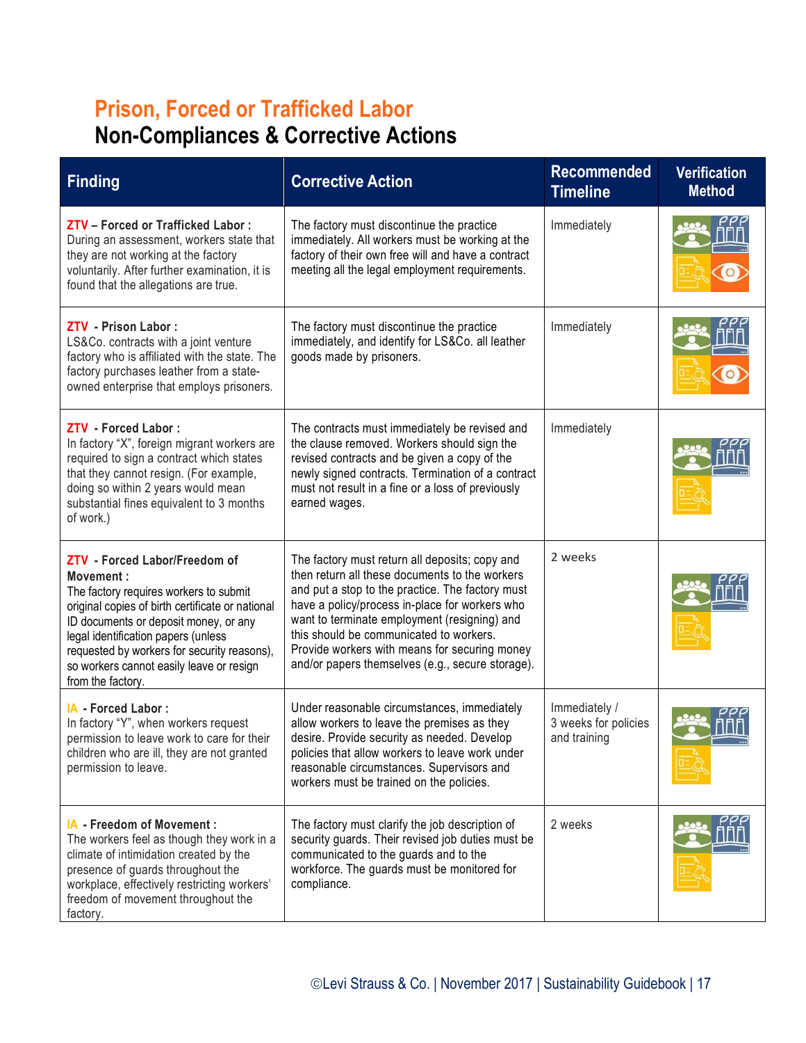# Prison, Forced or Trafficked Labor

## Non-Compliances & Corrective Actions

| Finding | Corrective Action | Recommended Timeline | Verification Method |
|---|---|---|---|
| **ZTV – Forced or Trafficked Labor :** During an assessment, workers state that they are not working at the factory voluntarily. After further examination, it is found that the allegations are true. | The factory must discontinue the practice immediately. All workers must be working at the factory of their own free will and have a contract meeting all the legal employment requirements. | Immediately | |
| **ZTV - Prison Labor :** LS&Co. contracts with a joint venture factory who is affiliated with the state. The factory purchases leather from a state-owned enterprise that employs prisoners. | The factory must discontinue the practice immediately, and identify for LS&Co. all leather goods made by prisoners. | Immediately | |
| **ZTV - Forced Labor :** In factory "X", foreign migrant workers are required to sign a contract which states that they cannot resign. (For example, doing so within 2 years would mean substantial fines equivalent to 3 months of work.) | The contracts must immediately be revised and the clause removed. Workers should sign the revised contracts and be given a copy of the newly signed contracts. Termination of a contract must not result in a fine or a loss of previously earned wages. | Immediately | |
| **ZTV - Forced Labor/Freedom of Movement :** The factory requires workers to submit original copies of birth certificate or national ID documents or deposit money, or any legal identification papers (unless requested by workers for security reasons), so workers cannot easily leave or resign from the factory. | The factory must return all deposits; copy and then return all these documents to the workers and put a stop to the practice. The factory must have a policy/process in-place for workers who want to terminate employment (resigning) and this should be communicated to workers. Provide workers with means for securing money and/or papers themselves (e.g., secure storage). | 2 weeks | |
| **IA - Forced Labor :** In factory "Y", when workers request permission to leave work to care for their children who are ill, they are not granted permission to leave. | Under reasonable circumstances, immediately allow workers to leave the premises as they desire. Provide security as needed. Develop policies that allow workers to leave work under reasonable circumstances. Supervisors and workers must be trained on the policies. | Immediately / 3 weeks for policies and training | |
| **IA - Freedom of Movement :** The workers feel as though they work in a climate of intimidation created by the presence of guards throughout the workplace, effectively restricting workers' freedom of movement throughout the factory. | The factory must clarify the job description of security guards. Their revised job duties must be communicated to the guards and to the workforce. The guards must be monitored for compliance. | 2 weeks | |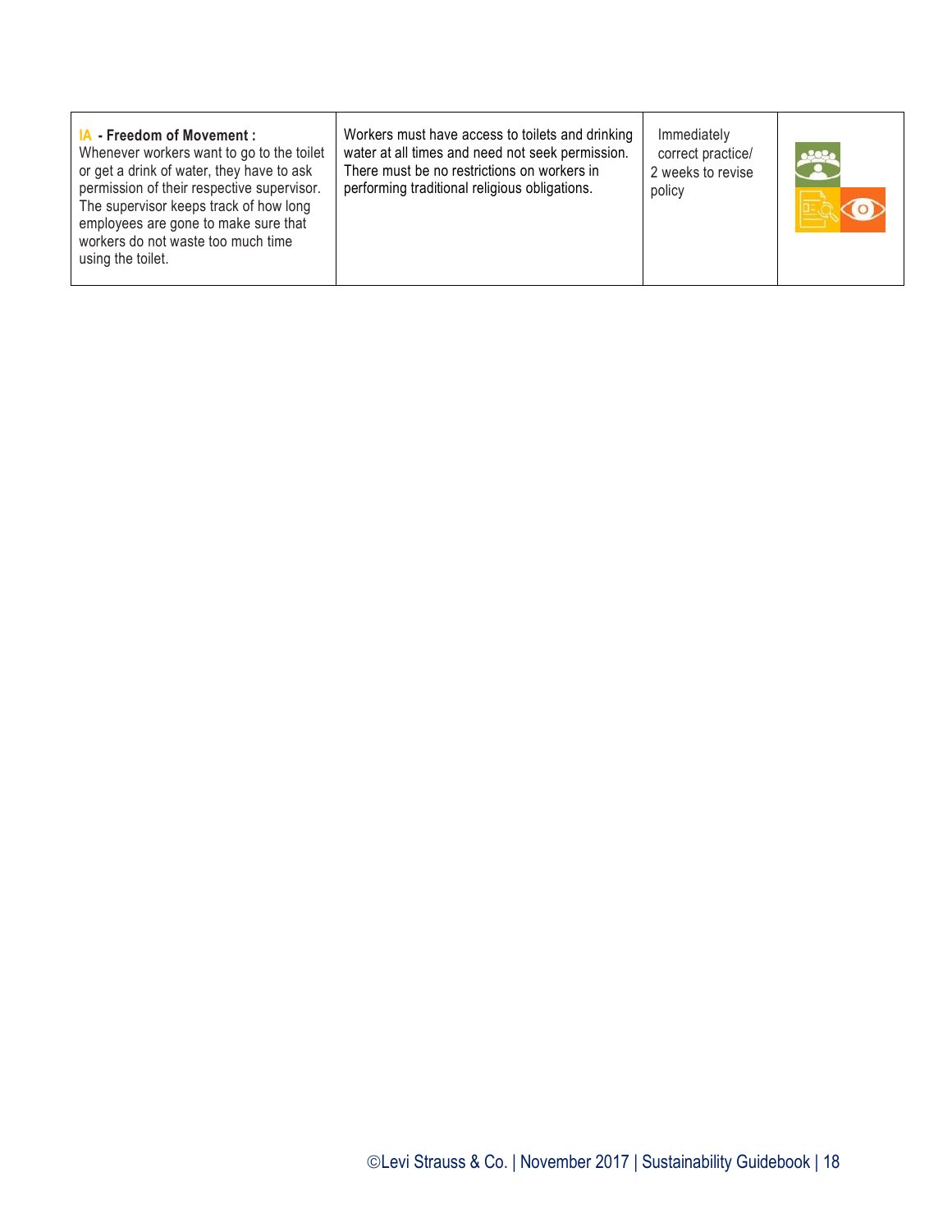| | | | |
|---|---|---|---|
| **IA - Freedom of Movement :** Whenever workers want to go to the toilet or get a drink of water, they have to ask permission of their respective supervisor. The supervisor keeps track of how long employees are gone to make sure that workers do not waste too much time using the toilet. | Workers must have access to toilets and drinking water at all times and need not seek permission. There must be no restrictions on workers in performing traditional religious obligations. | Immediately correct practice/ 2 weeks to revise policy | |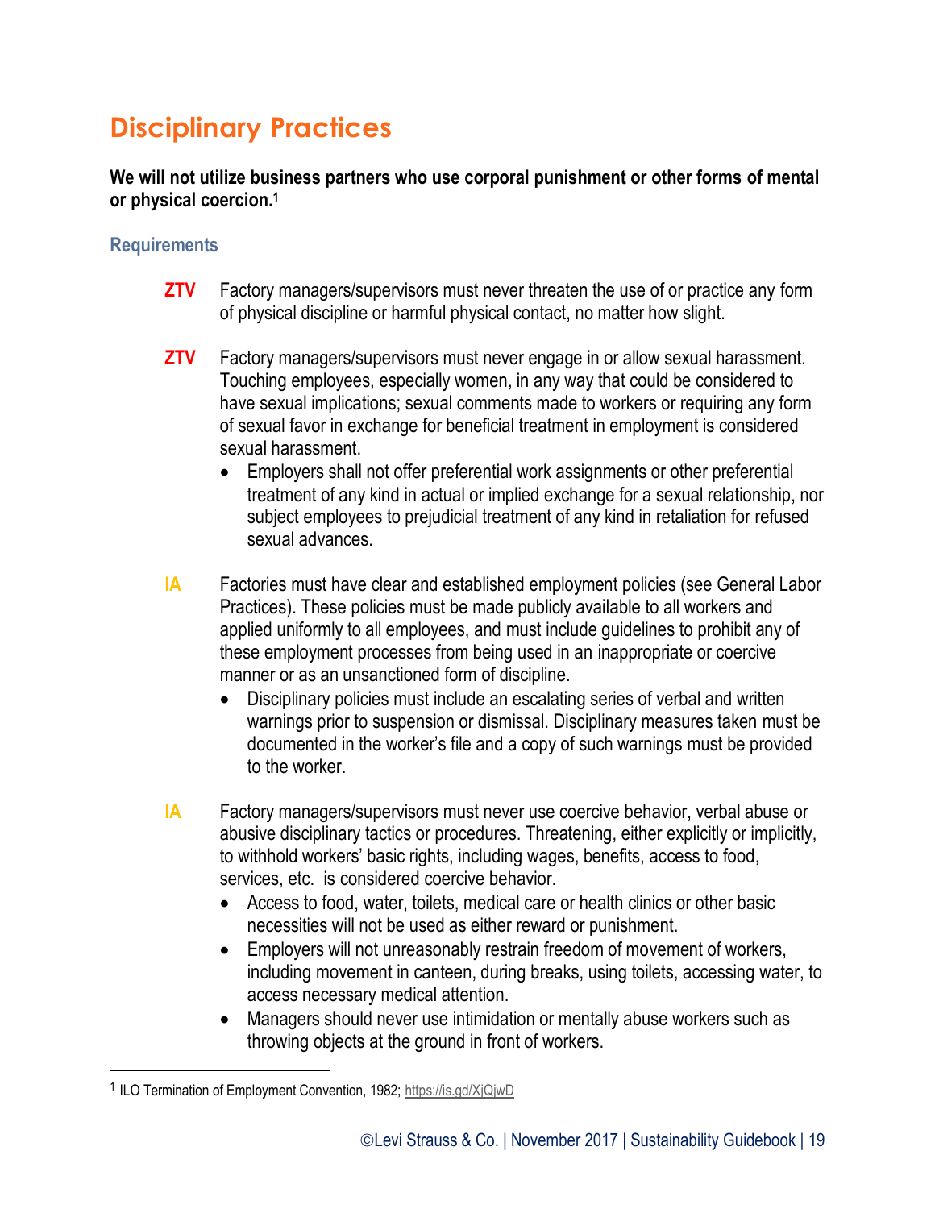# Disciplinary Practices

**We will not utilize business partners who use corporal punishment or other forms of mental or physical coercion.[1]**

### Requirements

**ZTV** Factory managers/supervisors must never threaten the use of or practice any form of physical discipline or harmful physical contact, no matter how slight.

**ZTV** Factory managers/supervisors must never engage in or allow sexual harassment. Touching employees, especially women, in any way that could be considered to have sexual implications; sexual comments made to workers or requiring any form of sexual favor in exchange for beneficial treatment in employment is considered sexual harassment.

- Employers shall not offer preferential work assignments or other preferential treatment of any kind in actual or implied exchange for a sexual relationship, nor subject employees to prejudicial treatment of any kind in retaliation for refused sexual advances.

**IA** Factories must have clear and established employment policies (see General Labor Practices). These policies must be made publicly available to all workers and applied uniformly to all employees, and must include guidelines to prohibit any of these employment processes from being used in an inappropriate or coercive manner or as an unsanctioned form of discipline.

- Disciplinary policies must include an escalating series of verbal and written warnings prior to suspension or dismissal. Disciplinary measures taken must be documented in the worker's file and a copy of such warnings must be provided to the worker.

**IA** Factory managers/supervisors must never use coercive behavior, verbal abuse or abusive disciplinary tactics or procedures. Threatening, either explicitly or implicitly, to withhold workers' basic rights, including wages, benefits, access to food, services, etc. is considered coercive behavior.

- Access to food, water, toilets, medical care or health clinics or other basic necessities will not be used as either reward or punishment.
- Employers will not unreasonably restrain freedom of movement of workers, including movement in canteen, during breaks, using toilets, accessing water, to access necessary medical attention.
- Managers should never use intimidation or mentally abuse workers such as throwing objects at the ground in front of workers.

---

[1] ILO Termination of Employment Convention, 1982; https://is.gd/XjQjwD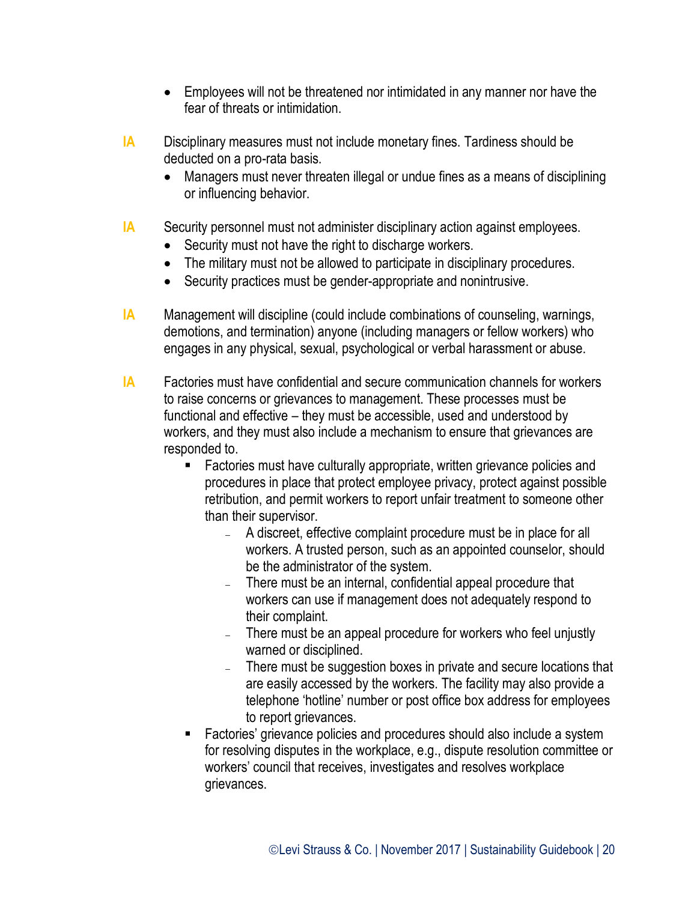- Employees will not be threatened nor intimidated in any manner nor have the fear of threats or intimidation.

**IA** Disciplinary measures must not include monetary fines. Tardiness should be deducted on a pro-rata basis.

- Managers must never threaten illegal or undue fines as a means of disciplining or influencing behavior.

**IA** Security personnel must not administer disciplinary action against employees.

- Security must not have the right to discharge workers.
- The military must not be allowed to participate in disciplinary procedures.
- Security practices must be gender-appropriate and nonintrusive.

**IA** Management will discipline (could include combinations of counseling, warnings, demotions, and termination) anyone (including managers or fellow workers) who engages in any physical, sexual, psychological or verbal harassment or abuse.

**IA** Factories must have confidential and secure communication channels for workers to raise concerns or grievances to management. These processes must be functional and effective – they must be accessible, used and understood by workers, and they must also include a mechanism to ensure that grievances are responded to.

- Factories must have culturally appropriate, written grievance policies and procedures in place that protect employee privacy, protect against possible retribution, and permit workers to report unfair treatment to someone other than their supervisor.
  - A discreet, effective complaint procedure must be in place for all workers. A trusted person, such as an appointed counselor, should be the administrator of the system.
  - There must be an internal, confidential appeal procedure that workers can use if management does not adequately respond to their complaint.
  - There must be an appeal procedure for workers who feel unjustly warned or disciplined.
  - There must be suggestion boxes in private and secure locations that are easily accessed by the workers. The facility may also provide a telephone 'hotline' number or post office box address for employees to report grievances.
- Factories' grievance policies and procedures should also include a system for resolving disputes in the workplace, e.g., dispute resolution committee or workers' council that receives, investigates and resolves workplace grievances.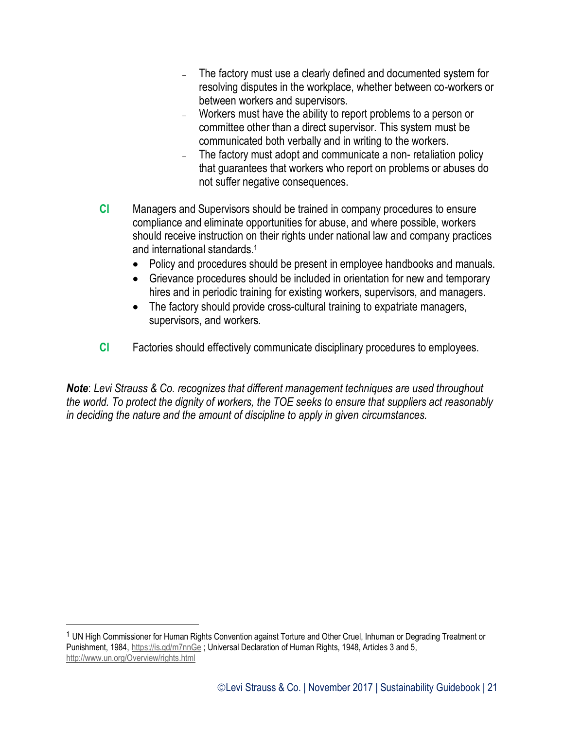- The factory must use a clearly defined and documented system for resolving disputes in the workplace, whether between co-workers or between workers and supervisors.
- Workers must have the ability to report problems to a person or committee other than a direct supervisor. This system must be communicated both verbally and in writing to the workers.
- The factory must adopt and communicate a non- retaliation policy that guarantees that workers who report on problems or abuses do not suffer negative consequences.

**CI** Managers and Supervisors should be trained in company procedures to ensure compliance and eliminate opportunities for abuse, and where possible, workers should receive instruction on their rights under national law and company practices and international standards.[1]

- Policy and procedures should be present in employee handbooks and manuals.
- Grievance procedures should be included in orientation for new and temporary hires and in periodic training for existing workers, supervisors, and managers.
- The factory should provide cross-cultural training to expatriate managers, supervisors, and workers.

**CI** Factories should effectively communicate disciplinary procedures to employees.

***Note***: *Levi Strauss & Co. recognizes that different management techniques are used throughout the world. To protect the dignity of workers, the TOE seeks to ensure that suppliers act reasonably in deciding the nature and the amount of discipline to apply in given circumstances.*

---

[1] UN High Commissioner for Human Rights Convention against Torture and Other Cruel, Inhuman or Degrading Treatment or Punishment, 1984, https://is.gd/m7nnGe ; Universal Declaration of Human Rights, 1948, Articles 3 and 5, http://www.un.org/Overview/rights.html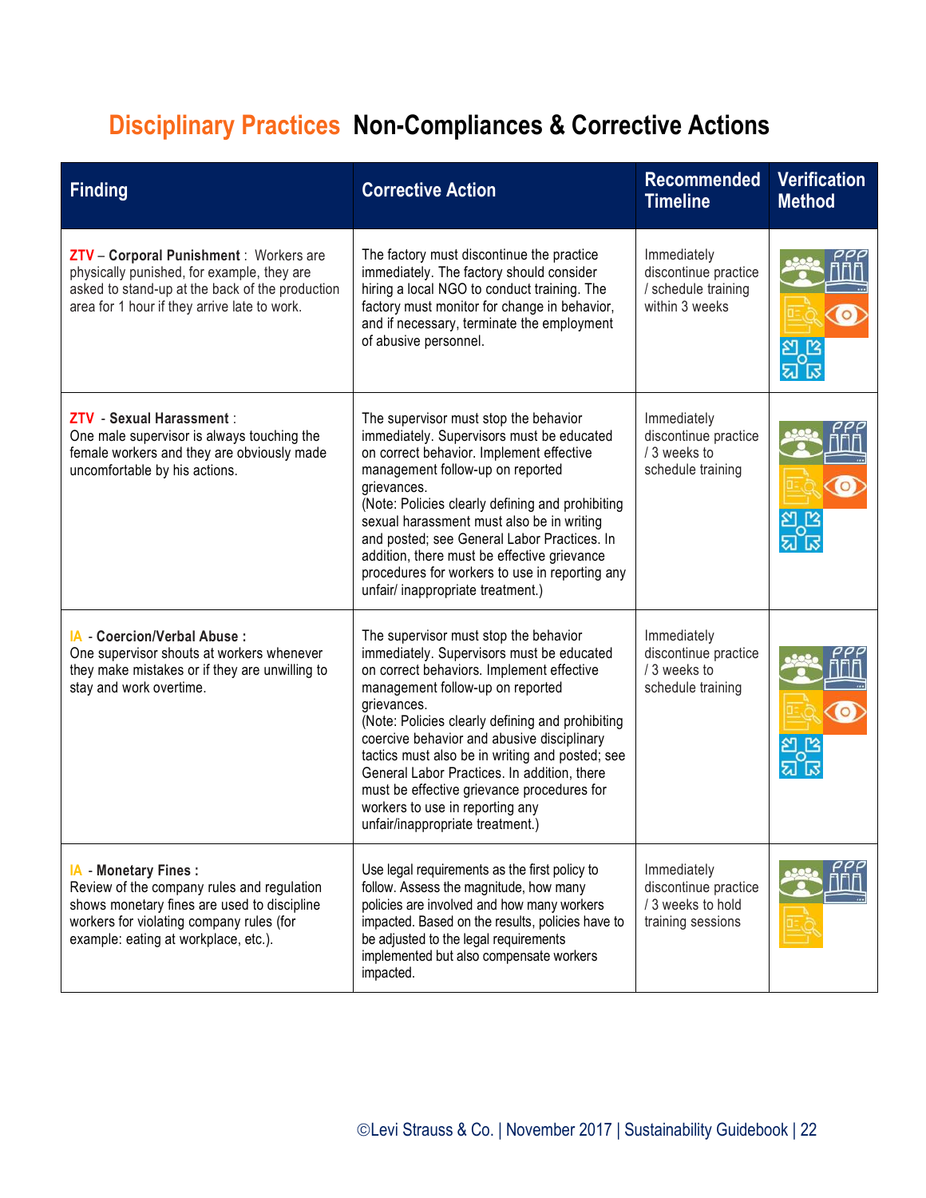# Disciplinary Practices Non-Compliances & Corrective Actions

| Finding | Corrective Action | Recommended Timeline | Verification Method |
|---|---|---|---|
| **ZTV – Corporal Punishment** : Workers are physically punished, for example, they are asked to stand-up at the back of the production area for 1 hour if they arrive late to work. | The factory must discontinue the practice immediately. The factory should consider hiring a local NGO to conduct training. The factory must monitor for change in behavior, and if necessary, terminate the employment of abusive personnel. | Immediately discontinue practice / schedule training within 3 weeks | |
| **ZTV - Sexual Harassment** : One male supervisor is always touching the female workers and they are obviously made uncomfortable by his actions. | The supervisor must stop the behavior immediately. Supervisors must be educated on correct behavior. Implement effective management follow-up on reported grievances. (Note: Policies clearly defining and prohibiting sexual harassment must also be in writing and posted; see General Labor Practices. In addition, there must be effective grievance procedures for workers to use in reporting any unfair/ inappropriate treatment.) | Immediately discontinue practice / 3 weeks to schedule training | |
| **IA - Coercion/Verbal Abuse** : One supervisor shouts at workers whenever they make mistakes or if they are unwilling to stay and work overtime. | The supervisor must stop the behavior immediately. Supervisors must be educated on correct behaviors. Implement effective management follow-up on reported grievances. (Note: Policies clearly defining and prohibiting coercive behavior and abusive disciplinary tactics must also be in writing and posted; see General Labor Practices. In addition, there must be effective grievance procedures for workers to use in reporting any unfair/inappropriate treatment.) | Immediately discontinue practice / 3 weeks to schedule training | |
| **IA - Monetary Fines** : Review of the company rules and regulation shows monetary fines are used to discipline workers for violating company rules (for example: eating at workplace, etc.). | Use legal requirements as the first policy to follow. Assess the magnitude, how many policies are involved and how many workers impacted. Based on the results, policies have to be adjusted to the legal requirements implemented but also compensate workers impacted. | Immediately discontinue practice / 3 weeks to hold training sessions | |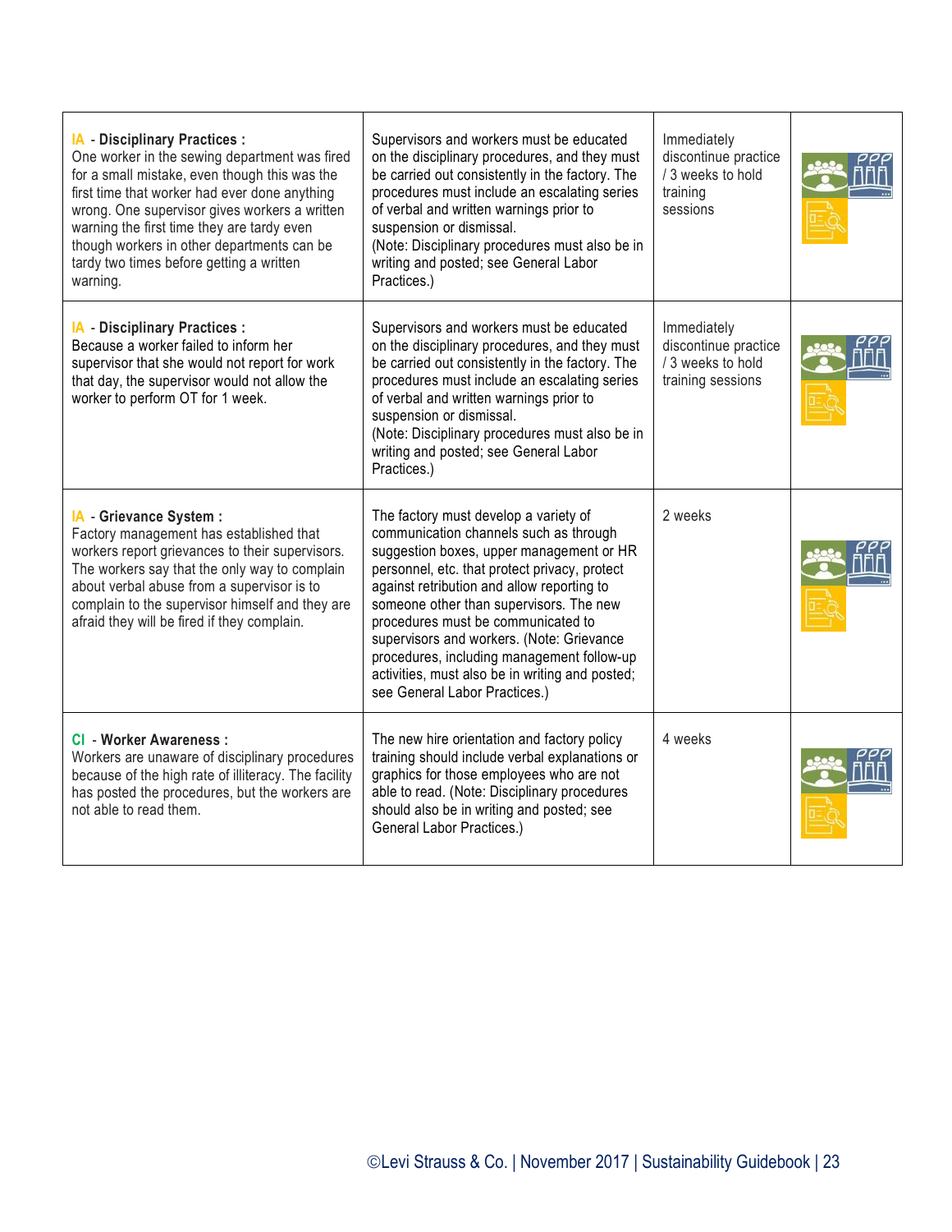| | | | |
|---|---|---|---|
| **IA - Disciplinary Practices :** One worker in the sewing department was fired for a small mistake, even though this was the first time that worker had ever done anything wrong. One supervisor gives workers a written warning the first time they are tardy even though workers in other departments can be tardy two times before getting a written warning. | Supervisors and workers must be educated on the disciplinary procedures, and they must be carried out consistently in the factory. The procedures must include an escalating series of verbal and written warnings prior to suspension or dismissal. (Note: Disciplinary procedures must also be in writing and posted; see General Labor Practices.) | Immediately discontinue practice / 3 weeks to hold training sessions | |
| **IA - Disciplinary Practices :** Because a worker failed to inform her supervisor that she would not report for work that day, the supervisor would not allow the worker to perform OT for 1 week. | Supervisors and workers must be educated on the disciplinary procedures, and they must be carried out consistently in the factory. The procedures must include an escalating series of verbal and written warnings prior to suspension or dismissal. (Note: Disciplinary procedures must also be in writing and posted; see General Labor Practices.) | Immediately discontinue practice / 3 weeks to hold training sessions | |
| **IA - Grievance System :** Factory management has established that workers report grievances to their supervisors. The workers say that the only way to complain about verbal abuse from a supervisor is to complain to the supervisor himself and they are afraid they will be fired if they complain. | The factory must develop a variety of communication channels such as through suggestion boxes, upper management or HR personnel, etc. that protect privacy, protect against retribution and allow reporting to someone other than supervisors. The new procedures must be communicated to supervisors and workers. (Note: Grievance procedures, including management follow-up activities, must also be in writing and posted; see General Labor Practices.) | 2 weeks | |
| **CI - Worker Awareness :** Workers are unaware of disciplinary procedures because of the high rate of illiteracy. The facility has posted the procedures, but the workers are not able to read them. | The new hire orientation and factory policy training should include verbal explanations or graphics for those employees who are not able to read. (Note: Disciplinary procedures should also be in writing and posted; see General Labor Practices.) | 4 weeks | |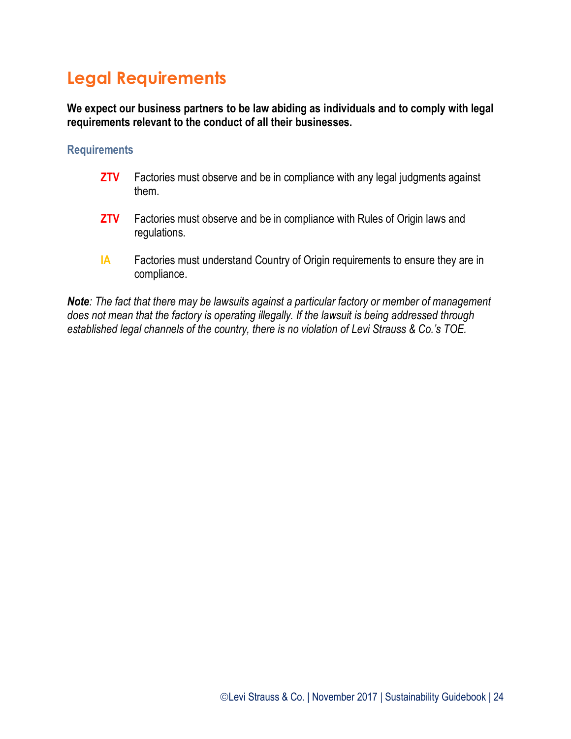# Legal Requirements

**We expect our business partners to be law abiding as individuals and to comply with legal requirements relevant to the conduct of all their businesses.**

### Requirements

- **ZTV** Factories must observe and be in compliance with any legal judgments against them.
- **ZTV** Factories must observe and be in compliance with Rules of Origin laws and regulations.
- **IA** Factories must understand Country of Origin requirements to ensure they are in compliance.

***Note**: The fact that there may be lawsuits against a particular factory or member of management does not mean that the factory is operating illegally. If the lawsuit is being addressed through established legal channels of the country, there is no violation of Levi Strauss & Co.'s TOE.*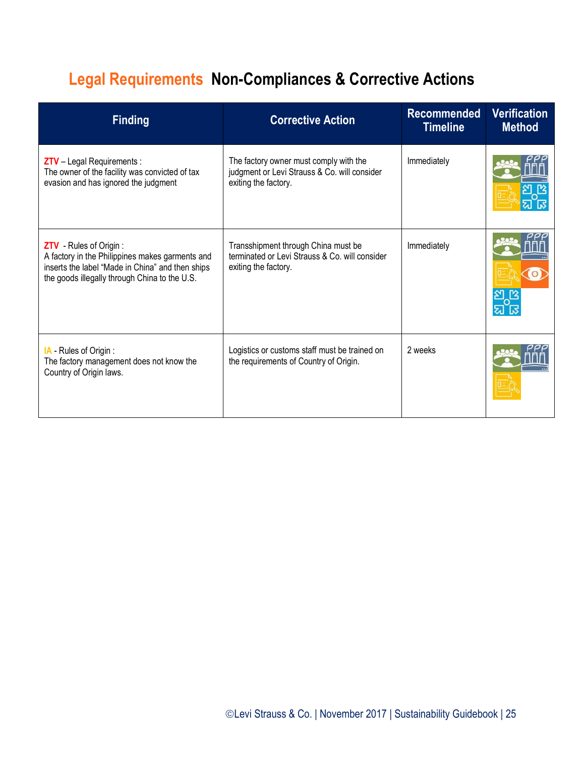# Legal Requirements Non-Compliances & Corrective Actions

| Finding | Corrective Action | Recommended Timeline | Verification Method |
|---|---|---|---|
| ZTV – Legal Requirements : The owner of the facility was convicted of tax evasion and has ignored the judgment | The factory owner must comply with the judgment or Levi Strauss & Co. will consider exiting the factory. | Immediately | |
| ZTV - Rules of Origin : A factory in the Philippines makes garments and inserts the label "Made in China" and then ships the goods illegally through China to the U.S. | Transshipment through China must be terminated or Levi Strauss & Co. will consider exiting the factory. | Immediately | |
| IA - Rules of Origin : The factory management does not know the Country of Origin laws. | Logistics or customs staff must be trained on the requirements of Country of Origin. | 2 weeks | |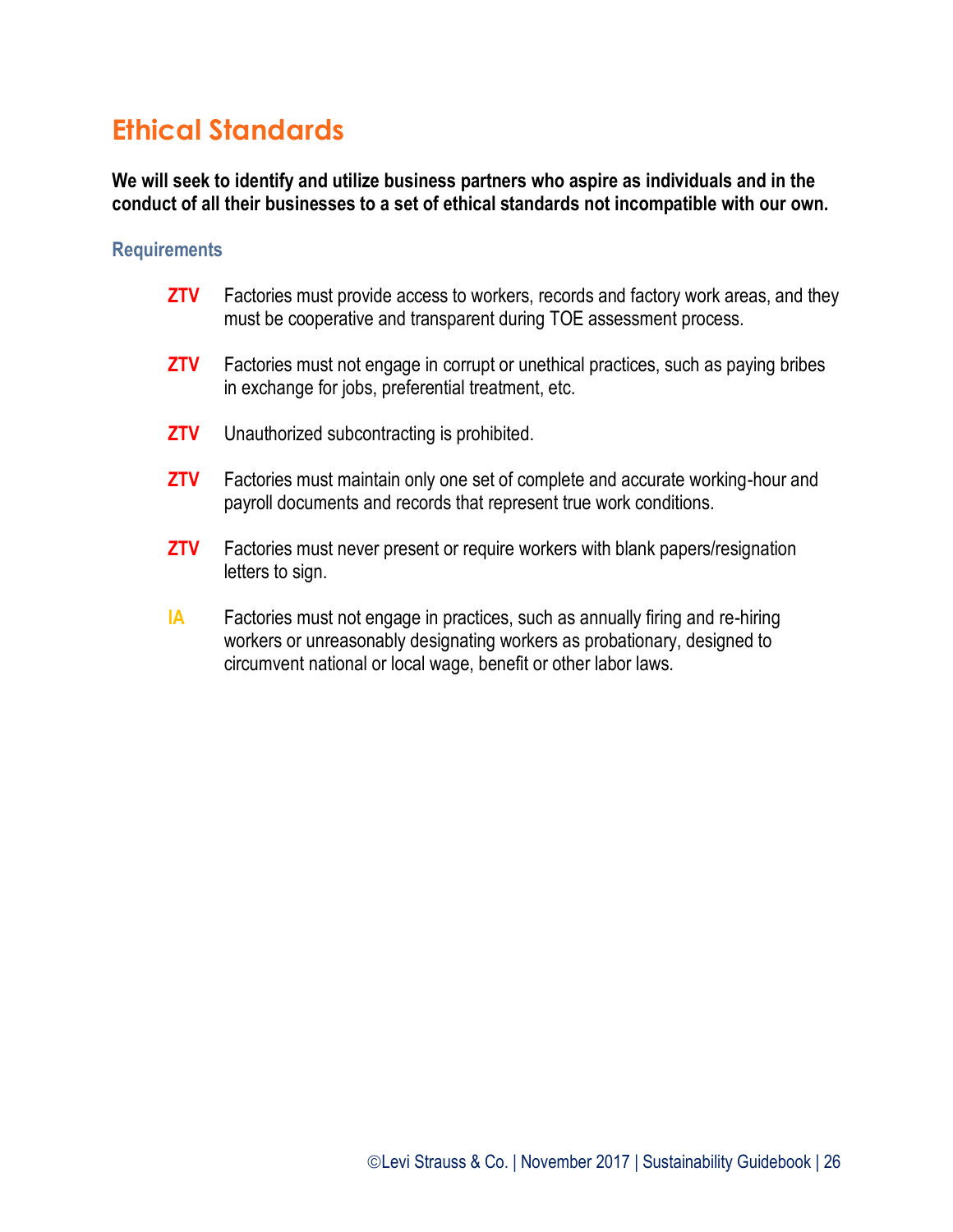# Ethical Standards

**We will seek to identify and utilize business partners who aspire as individuals and in the conduct of all their businesses to a set of ethical standards not incompatible with our own.**

### Requirements

- **ZTV** Factories must provide access to workers, records and factory work areas, and they must be cooperative and transparent during TOE assessment process.
- **ZTV** Factories must not engage in corrupt or unethical practices, such as paying bribes in exchange for jobs, preferential treatment, etc.
- **ZTV** Unauthorized subcontracting is prohibited.
- **ZTV** Factories must maintain only one set of complete and accurate working-hour and payroll documents and records that represent true work conditions.
- **ZTV** Factories must never present or require workers with blank papers/resignation letters to sign.
- **IA** Factories must not engage in practices, such as annually firing and re-hiring workers or unreasonably designating workers as probationary, designed to circumvent national or local wage, benefit or other labor laws.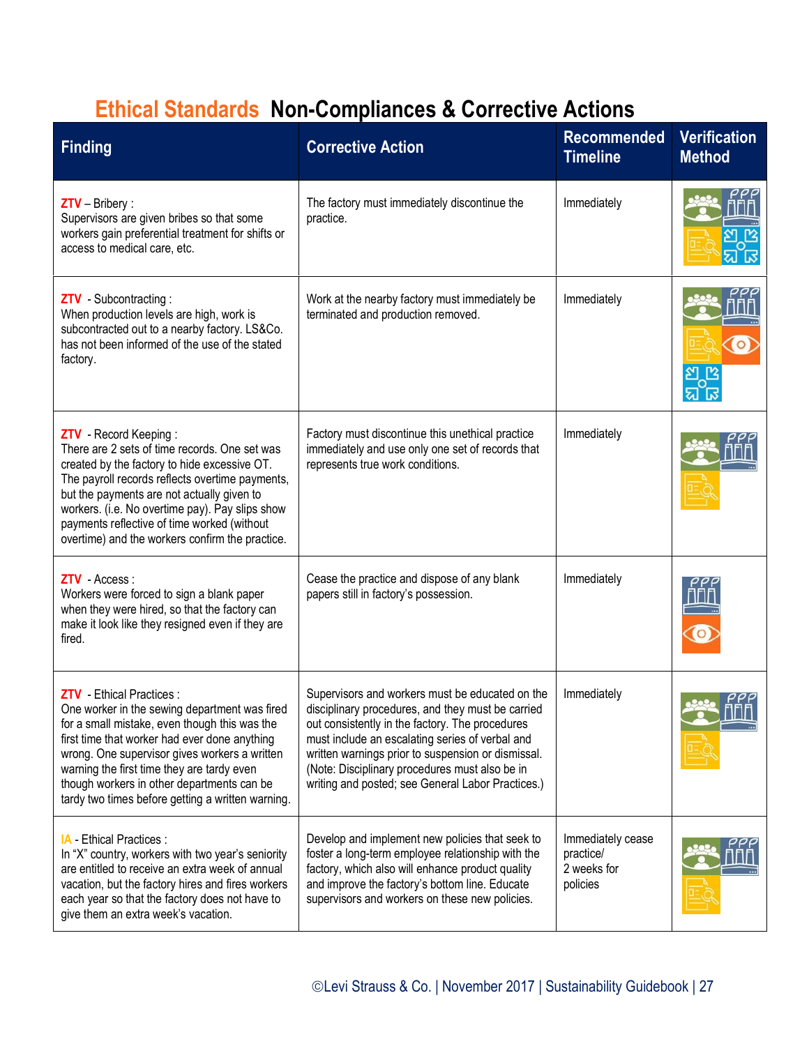# Ethical Standards Non-Compliances & Corrective Actions

| Finding | Corrective Action | Recommended Timeline | Verification Method |
|---|---|---|---|
| **ZTV** – Bribery : Supervisors are given bribes so that some workers gain preferential treatment for shifts or access to medical care, etc. | The factory must immediately discontinue the practice. | Immediately | |
| **ZTV** - Subcontracting : When production levels are high, work is subcontracted out to a nearby factory. LS&Co. has not been informed of the use of the stated factory. | Work at the nearby factory must immediately be terminated and production removed. | Immediately | |
| **ZTV** - Record Keeping : There are 2 sets of time records. One set was created by the factory to hide excessive OT. The payroll records reflects overtime payments, but the payments are not actually given to workers. (i.e. No overtime pay). Pay slips show payments reflective of time worked (without overtime) and the workers confirm the practice. | Factory must discontinue this unethical practice immediately and use only one set of records that represents true work conditions. | Immediately | |
| **ZTV** - Access : Workers were forced to sign a blank paper when they were hired, so that the factory can make it look like they resigned even if they are fired. | Cease the practice and dispose of any blank papers still in factory's possession. | Immediately | |
| **ZTV** - Ethical Practices : One worker in the sewing department was fired for a small mistake, even though this was the first time that worker had ever done anything wrong. One supervisor gives workers a written warning the first time they are tardy even though workers in other departments can be tardy two times before getting a written warning. | Supervisors and workers must be educated on the disciplinary procedures, and they must be carried out consistently in the factory. The procedures must include an escalating series of verbal and written warnings prior to suspension or dismissal. (Note: Disciplinary procedures must also be in writing and posted; see General Labor Practices.) | Immediately | |
| **IA** - Ethical Practices : In "X" country, workers with two year's seniority are entitled to receive an extra week of annual vacation, but the factory hires and fires workers each year so that the factory does not have to give them an extra week's vacation. | Develop and implement new policies that seek to foster a long-term employee relationship with the factory, which also will enhance product quality and improve the factory's bottom line. Educate supervisors and workers on these new policies. | Immediately cease practice/ 2 weeks for policies | |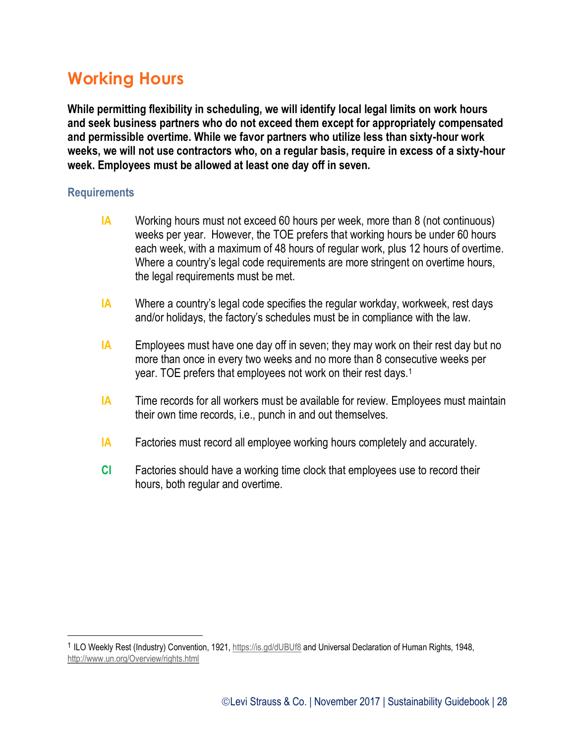## Working Hours

**While permitting flexibility in scheduling, we will identify local legal limits on work hours and seek business partners who do not exceed them except for appropriately compensated and permissible overtime. While we favor partners who utilize less than sixty-hour work weeks, we will not use contractors who, on a regular basis, require in excess of a sixty-hour week. Employees must be allowed at least one day off in seven.**

### Requirements

**IA** Working hours must not exceed 60 hours per week, more than 8 (not continuous) weeks per year. However, the TOE prefers that working hours be under 60 hours each week, with a maximum of 48 hours of regular work, plus 12 hours of overtime. Where a country's legal code requirements are more stringent on overtime hours, the legal requirements must be met.

**IA** Where a country's legal code specifies the regular workday, workweek, rest days and/or holidays, the factory's schedules must be in compliance with the law.

**IA** Employees must have one day off in seven; they may work on their rest day but no more than once in every two weeks and no more than 8 consecutive weeks per year. TOE prefers that employees not work on their rest days.[1]

**IA** Time records for all workers must be available for review. Employees must maintain their own time records, i.e., punch in and out themselves.

**IA** Factories must record all employee working hours completely and accurately.

**CI** Factories should have a working time clock that employees use to record their hours, both regular and overtime.

---

[1] ILO Weekly Rest (Industry) Convention, 1921, https://is.gd/dUBUf8 and Universal Declaration of Human Rights, 1948, http://www.un.org/Overview/rights.html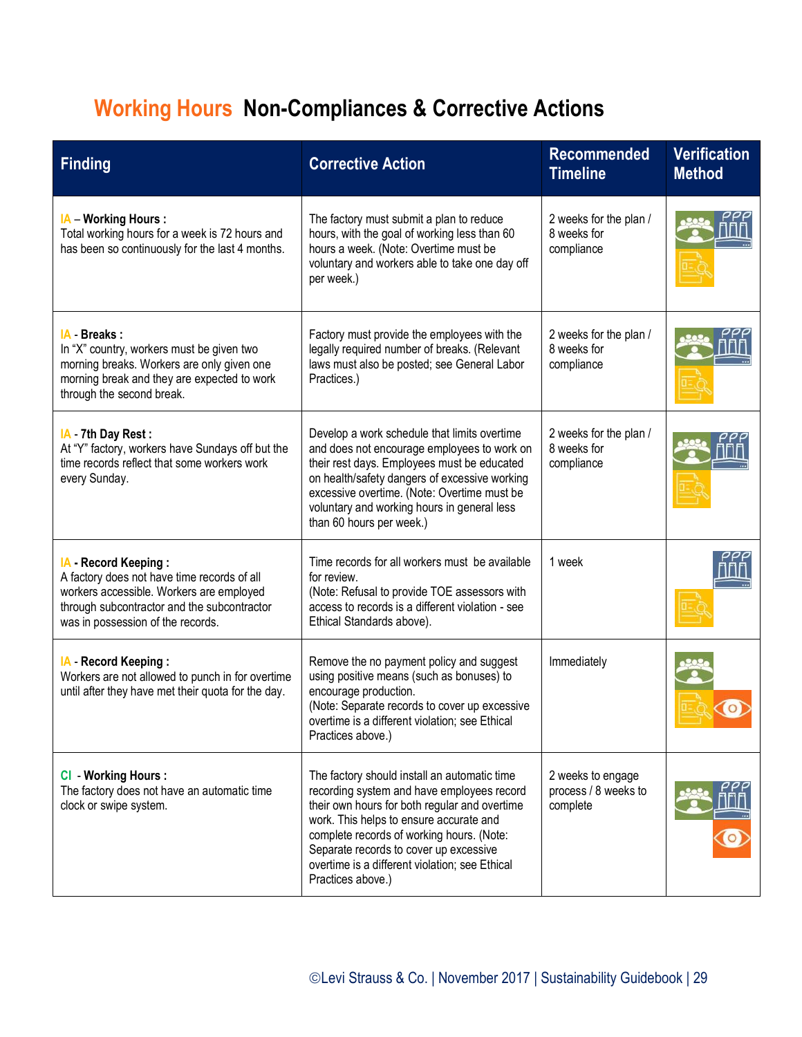# Working Hours Non-Compliances & Corrective Actions

| Finding | Corrective Action | Recommended Timeline | Verification Method |
| --- | --- | --- | --- |
| IA – **Working Hours :** Total working hours for a week is 72 hours and has been so continuously for the last 4 months. | The factory must submit a plan to reduce hours, with the goal of working less than 60 hours a week. (Note: Overtime must be voluntary and workers able to take one day off per week.) | 2 weeks for the plan / 8 weeks for compliance | |
| IA - **Breaks :** In "X" country, workers must be given two morning breaks. Workers are only given one morning break and they are expected to work through the second break. | Factory must provide the employees with the legally required number of breaks. (Relevant laws must also be posted; see General Labor Practices.) | 2 weeks for the plan / 8 weeks for compliance | |
| IA - **7th Day Rest :** At "Y" factory, workers have Sundays off but the time records reflect that some workers work every Sunday. | Develop a work schedule that limits overtime and does not encourage employees to work on their rest days. Employees must be educated on health/safety dangers of excessive working excessive overtime. (Note: Overtime must be voluntary and working hours in general less than 60 hours per week.) | 2 weeks for the plan / 8 weeks for compliance | |
| IA - **Record Keeping :** A factory does not have time records of all workers accessible. Workers are employed through subcontractor and the subcontractor was in possession of the records. | Time records for all workers must be available for review. (Note: Refusal to provide TOE assessors with access to records is a different violation - see Ethical Standards above). | 1 week | |
| IA - **Record Keeping :** Workers are not allowed to punch in for overtime until after they have met their quota for the day. | Remove the no payment policy and suggest using positive means (such as bonuses) to encourage production. (Note: Separate records to cover up excessive overtime is a different violation; see Ethical Practices above.) | Immediately | |
| CI - **Working Hours :** The factory does not have an automatic time clock or swipe system. | The factory should install an automatic time recording system and have employees record their own hours for both regular and overtime work. This helps to ensure accurate and complete records of working hours. (Note: Separate records to cover up excessive overtime is a different violation; see Ethical Practices above.) | 2 weeks to engage process / 8 weeks to complete | |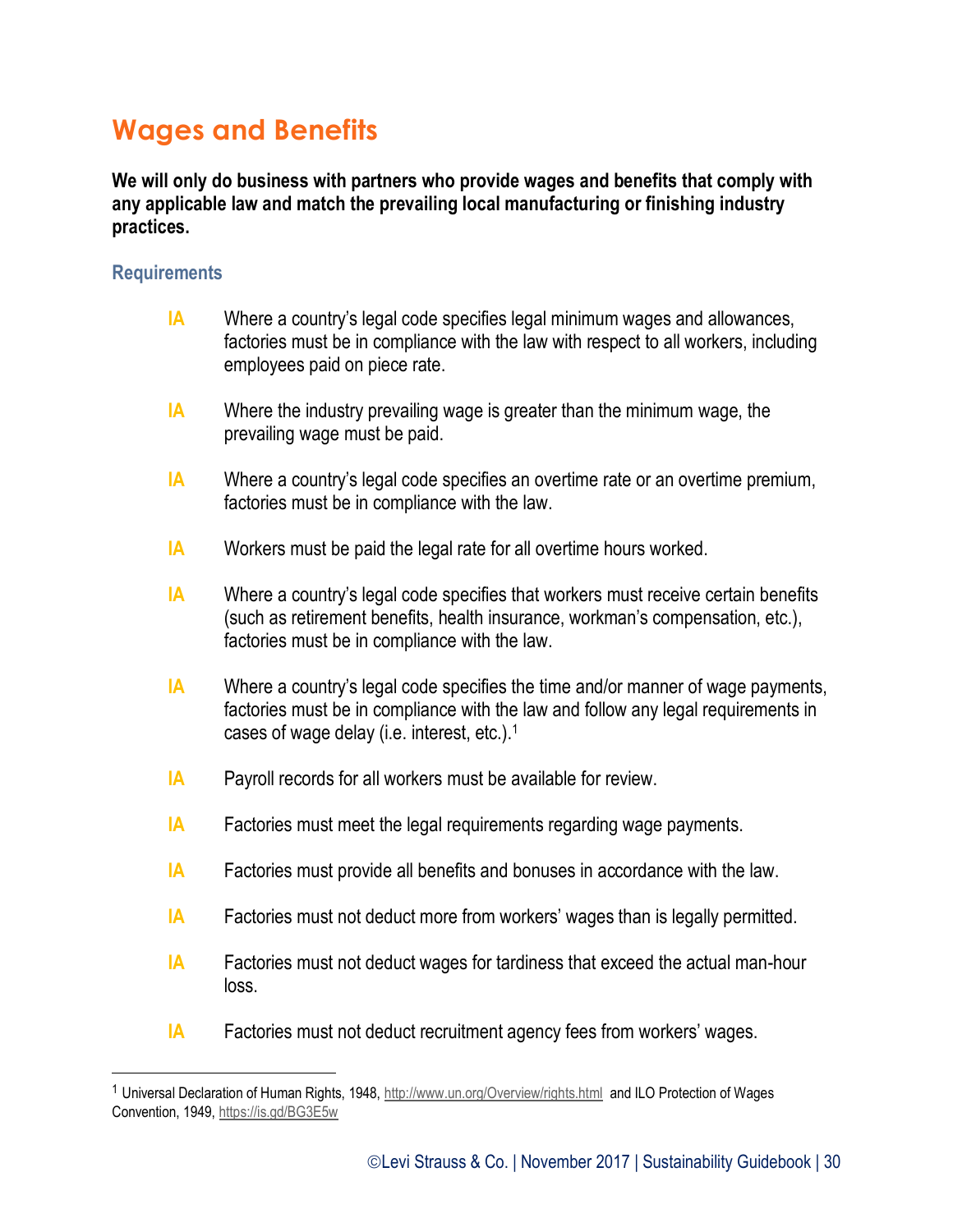# Wages and Benefits

**We will only do business with partners who provide wages and benefits that comply with any applicable law and match the prevailing local manufacturing or finishing industry practices.**

### Requirements

- **IA** Where a country's legal code specifies legal minimum wages and allowances, factories must be in compliance with the law with respect to all workers, including employees paid on piece rate.
- **IA** Where the industry prevailing wage is greater than the minimum wage, the prevailing wage must be paid.
- **IA** Where a country's legal code specifies an overtime rate or an overtime premium, factories must be in compliance with the law.
- **IA** Workers must be paid the legal rate for all overtime hours worked.
- **IA** Where a country's legal code specifies that workers must receive certain benefits (such as retirement benefits, health insurance, workman's compensation, etc.), factories must be in compliance with the law.
- **IA** Where a country's legal code specifies the time and/or manner of wage payments, factories must be in compliance with the law and follow any legal requirements in cases of wage delay (i.e. interest, etc.).[1]
- **IA** Payroll records for all workers must be available for review.
- **IA** Factories must meet the legal requirements regarding wage payments.
- **IA** Factories must provide all benefits and bonuses in accordance with the law.
- **IA** Factories must not deduct more from workers' wages than is legally permitted.
- **IA** Factories must not deduct wages for tardiness that exceed the actual man-hour loss.
- **IA** Factories must not deduct recruitment agency fees from workers' wages.

---

[1] Universal Declaration of Human Rights, 1948, http://www.un.org/Overview/rights.html and ILO Protection of Wages Convention, 1949, https://is.gd/BG3E5w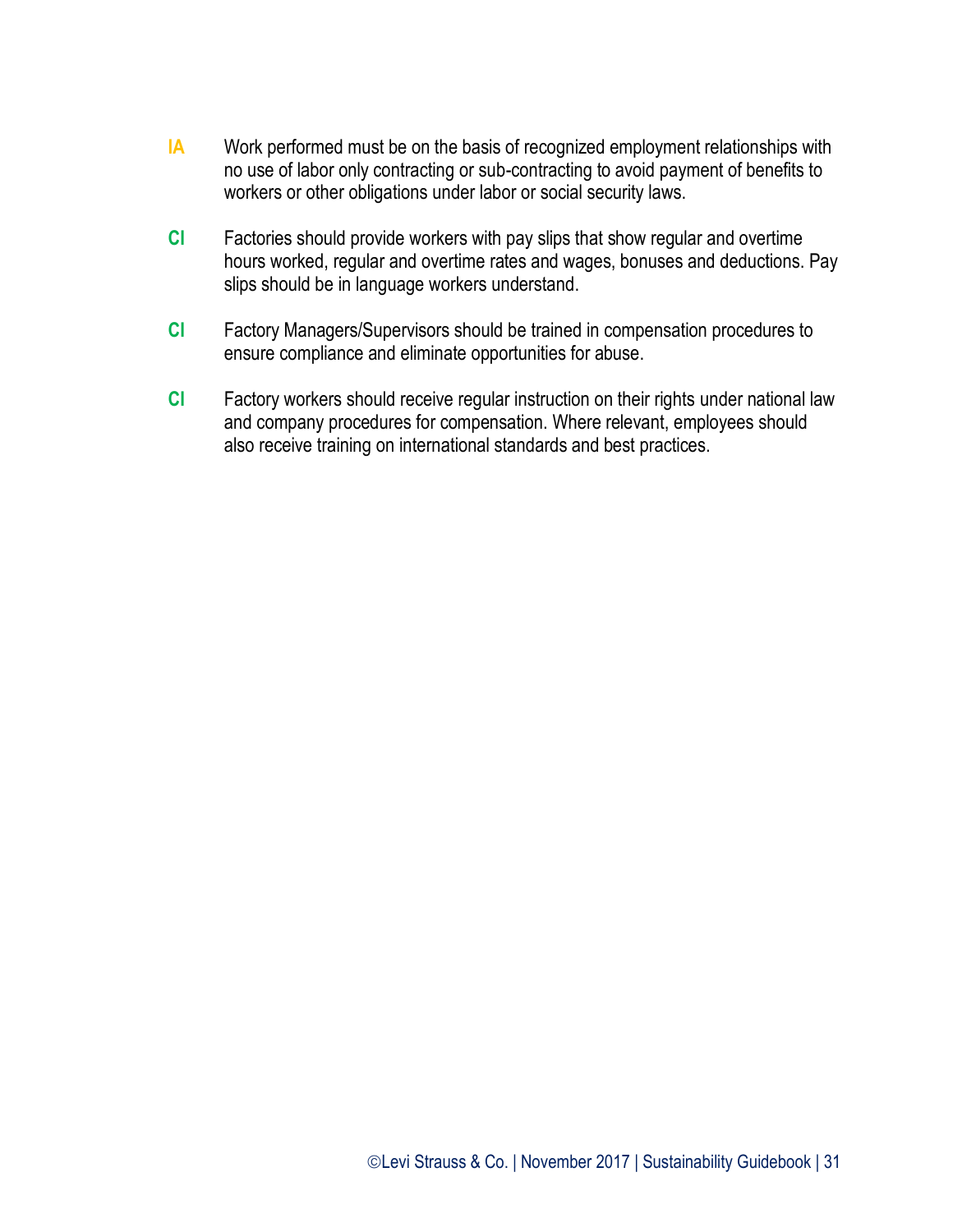**IA** Work performed must be on the basis of recognized employment relationships with no use of labor only contracting or sub-contracting to avoid payment of benefits to workers or other obligations under labor or social security laws.

**CI** Factories should provide workers with pay slips that show regular and overtime hours worked, regular and overtime rates and wages, bonuses and deductions. Pay slips should be in language workers understand.

**CI** Factory Managers/Supervisors should be trained in compensation procedures to ensure compliance and eliminate opportunities for abuse.

**CI** Factory workers should receive regular instruction on their rights under national law and company procedures for compensation. Where relevant, employees should also receive training on international standards and best practices.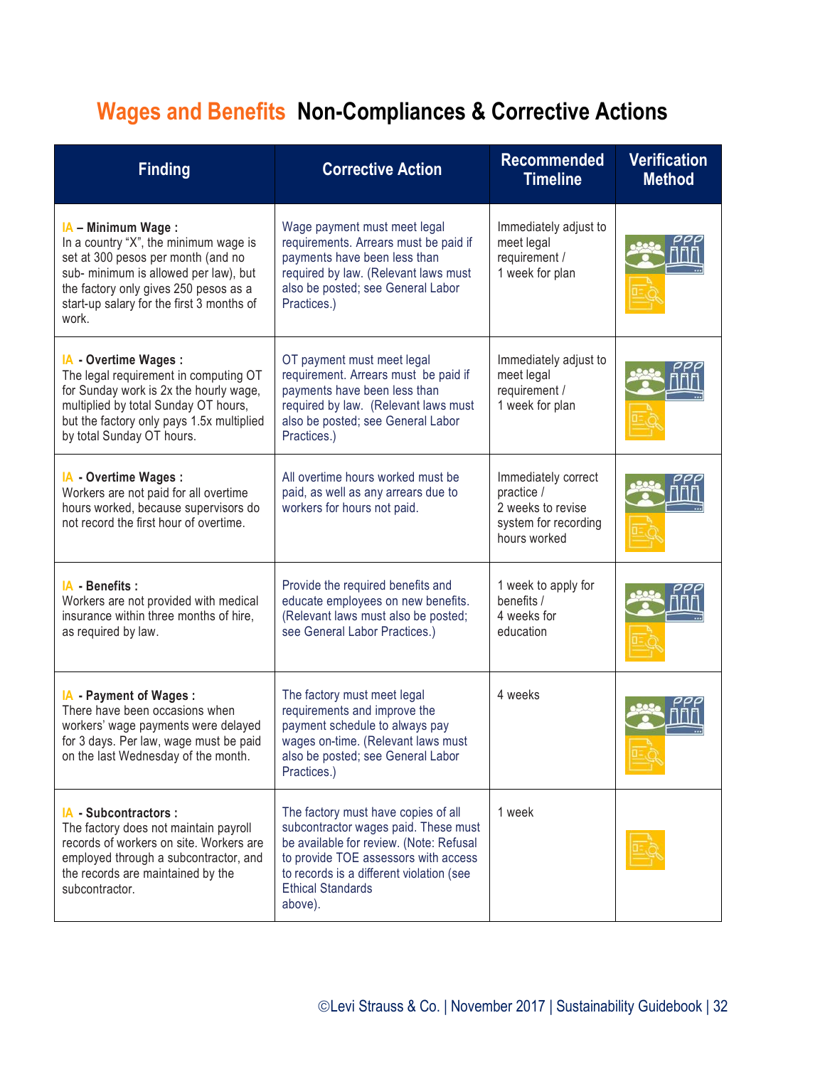# Wages and Benefits Non-Compliances & Corrective Actions

| Finding | Corrective Action | Recommended Timeline | Verification Method |
| --- | --- | --- | --- |
| **IA – Minimum Wage :** In a country "X", the minimum wage is set at 300 pesos per month (and no sub- minimum is allowed per law), but the factory only gives 250 pesos as a start-up salary for the first 3 months of work. | Wage payment must meet legal requirements. Arrears must be paid if payments have been less than required by law. (Relevant laws must also be posted; see General Labor Practices.) | Immediately adjust to meet legal requirement / 1 week for plan | |
| **IA - Overtime Wages :** The legal requirement in computing OT for Sunday work is 2x the hourly wage, multiplied by total Sunday OT hours, but the factory only pays 1.5x multiplied by total Sunday OT hours. | OT payment must meet legal requirement. Arrears must be paid if payments have been less than required by law. (Relevant laws must also be posted; see General Labor Practices.) | Immediately adjust to meet legal requirement / 1 week for plan | |
| **IA - Overtime Wages :** Workers are not paid for all overtime hours worked, because supervisors do not record the first hour of overtime. | All overtime hours worked must be paid, as well as any arrears due to workers for hours not paid. | Immediately correct practice / 2 weeks to revise system for recording hours worked | |
| **IA - Benefits :** Workers are not provided with medical insurance within three months of hire, as required by law. | Provide the required benefits and educate employees on new benefits. (Relevant laws must also be posted; see General Labor Practices.) | 1 week to apply for benefits / 4 weeks for education | |
| **IA - Payment of Wages :** There have been occasions when workers' wage payments were delayed for 3 days. Per law, wage must be paid on the last Wednesday of the month. | The factory must meet legal requirements and improve the payment schedule to always pay wages on-time. (Relevant laws must also be posted; see General Labor Practices.) | 4 weeks | |
| **IA - Subcontractors :** The factory does not maintain payroll records of workers on site. Workers are employed through a subcontractor, and the records are maintained by the subcontractor. | The factory must have copies of all subcontractor wages paid. These must be available for review. (Note: Refusal to provide TOE assessors with access to records is a different violation (see Ethical Standards above). | 1 week | |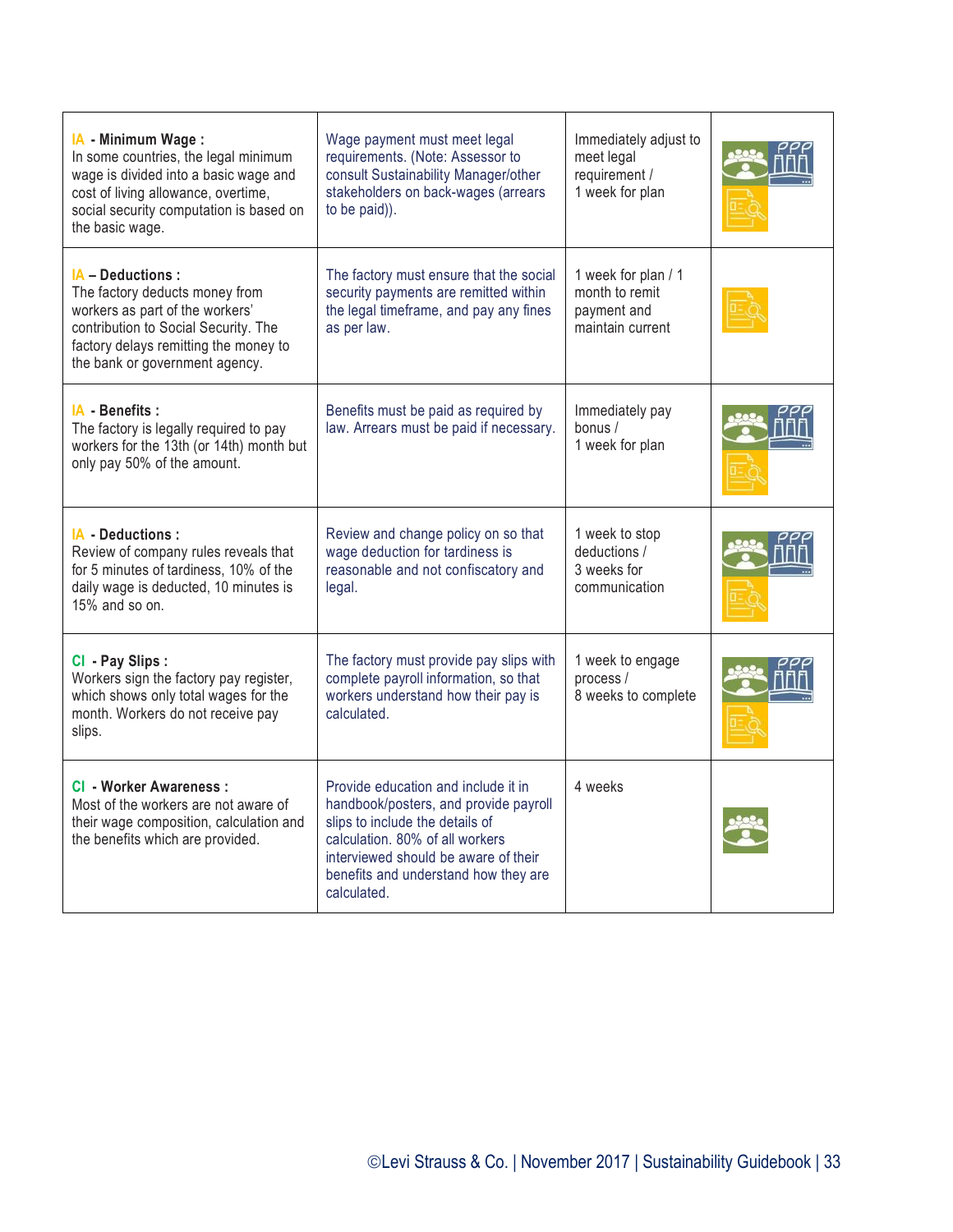| | | | |
|---|---|---|---|
| IA - **Minimum Wage :** In some countries, the legal minimum wage is divided into a basic wage and cost of living allowance, overtime, social security computation is based on the basic wage. | Wage payment must meet legal requirements. (Note: Assessor to consult Sustainability Manager/other stakeholders on back-wages (arrears to be paid)). | Immediately adjust to meet legal requirement / 1 week for plan | |
| IA – **Deductions :** The factory deducts money from workers as part of the workers' contribution to Social Security. The factory delays remitting the money to the bank or government agency. | The factory must ensure that the social security payments are remitted within the legal timeframe, and pay any fines as per law. | 1 week for plan / 1 month to remit payment and maintain current | |
| IA - **Benefits :** The factory is legally required to pay workers for the 13th (or 14th) month but only pay 50% of the amount. | Benefits must be paid as required by law. Arrears must be paid if necessary. | Immediately pay bonus / 1 week for plan | |
| IA - **Deductions :** Review of company rules reveals that for 5 minutes of tardiness, 10% of the daily wage is deducted, 10 minutes is 15% and so on. | Review and change policy on so that wage deduction for tardiness is reasonable and not confiscatory and legal. | 1 week to stop deductions / 3 weeks for communication | |
| CI - **Pay Slips :** Workers sign the factory pay register, which shows only total wages for the month. Workers do not receive pay slips. | The factory must provide pay slips with complete payroll information, so that workers understand how their pay is calculated. | 1 week to engage process / 8 weeks to complete | |
| CI - **Worker Awareness :** Most of the workers are not aware of their wage composition, calculation and the benefits which are provided. | Provide education and include it in handbook/posters, and provide payroll slips to include the details of calculation. 80% of all workers interviewed should be aware of their benefits and understand how they are calculated. | 4 weeks | |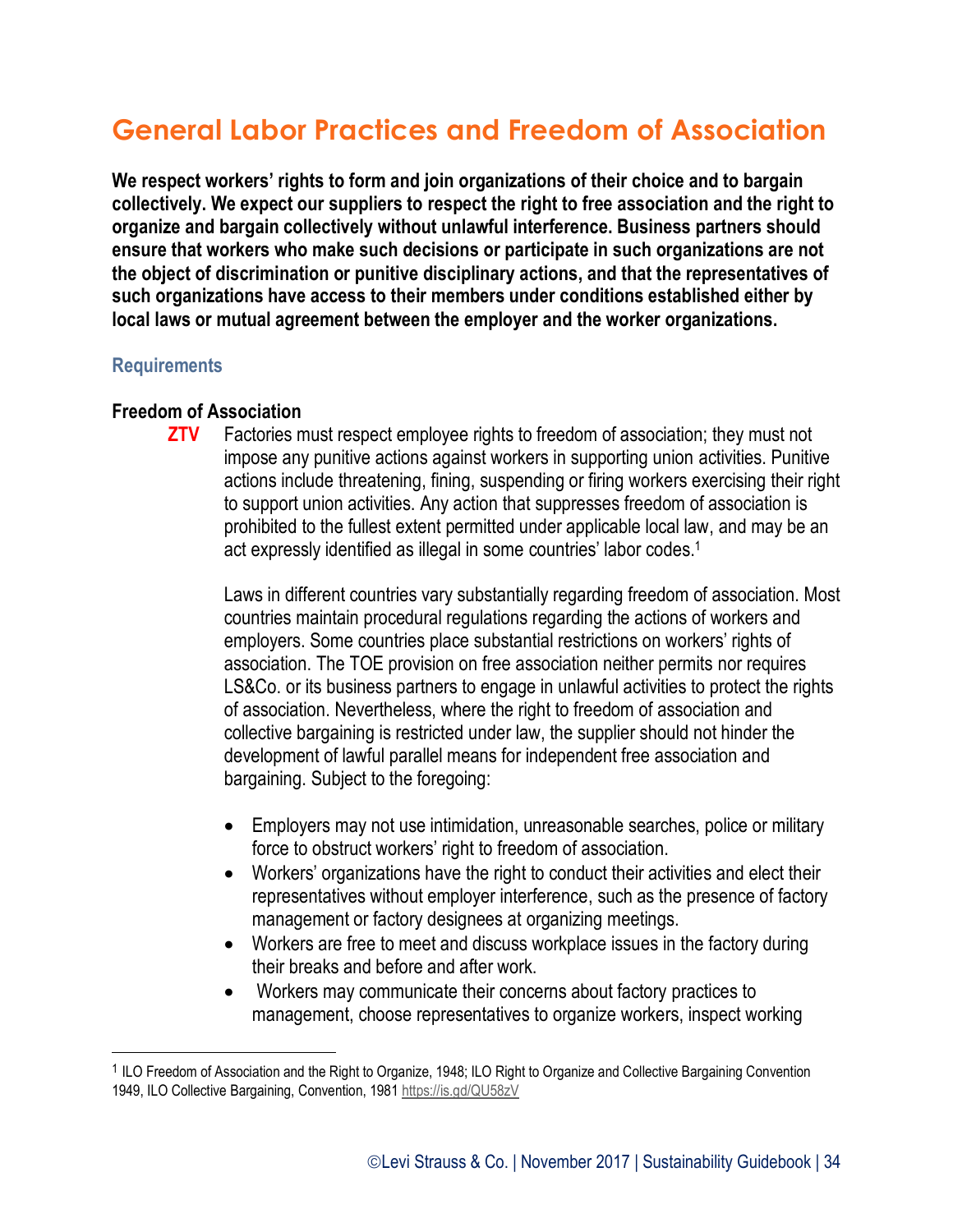# General Labor Practices and Freedom of Association

**We respect workers' rights to form and join organizations of their choice and to bargain collectively. We expect our suppliers to respect the right to free association and the right to organize and bargain collectively without unlawful interference. Business partners should ensure that workers who make such decisions or participate in such organizations are not the object of discrimination or punitive disciplinary actions, and that the representatives of such organizations have access to their members under conditions established either by local laws or mutual agreement between the employer and the worker organizations.**

## Requirements

**Freedom of Association**

**ZTV** Factories must respect employee rights to freedom of association; they must not impose any punitive actions against workers in supporting union activities. Punitive actions include threatening, fining, suspending or firing workers exercising their right to support union activities. Any action that suppresses freedom of association is prohibited to the fullest extent permitted under applicable local law, and may be an act expressly identified as illegal in some countries' labor codes.[1]

Laws in different countries vary substantially regarding freedom of association. Most countries maintain procedural regulations regarding the actions of workers and employers. Some countries place substantial restrictions on workers' rights of association. The TOE provision on free association neither permits nor requires LS&Co. or its business partners to engage in unlawful activities to protect the rights of association. Nevertheless, where the right to freedom of association and collective bargaining is restricted under law, the supplier should not hinder the development of lawful parallel means for independent free association and bargaining. Subject to the foregoing:

- Employers may not use intimidation, unreasonable searches, police or military force to obstruct workers' right to freedom of association.
- Workers' organizations have the right to conduct their activities and elect their representatives without employer interference, such as the presence of factory management or factory designees at organizing meetings.
- Workers are free to meet and discuss workplace issues in the factory during their breaks and before and after work.
- Workers may communicate their concerns about factory practices to management, choose representatives to organize workers, inspect working

[1] ILO Freedom of Association and the Right to Organize, 1948; ILO Right to Organize and Collective Bargaining Convention 1949, ILO Collective Bargaining, Convention, 1981 https://is.gd/QU58zV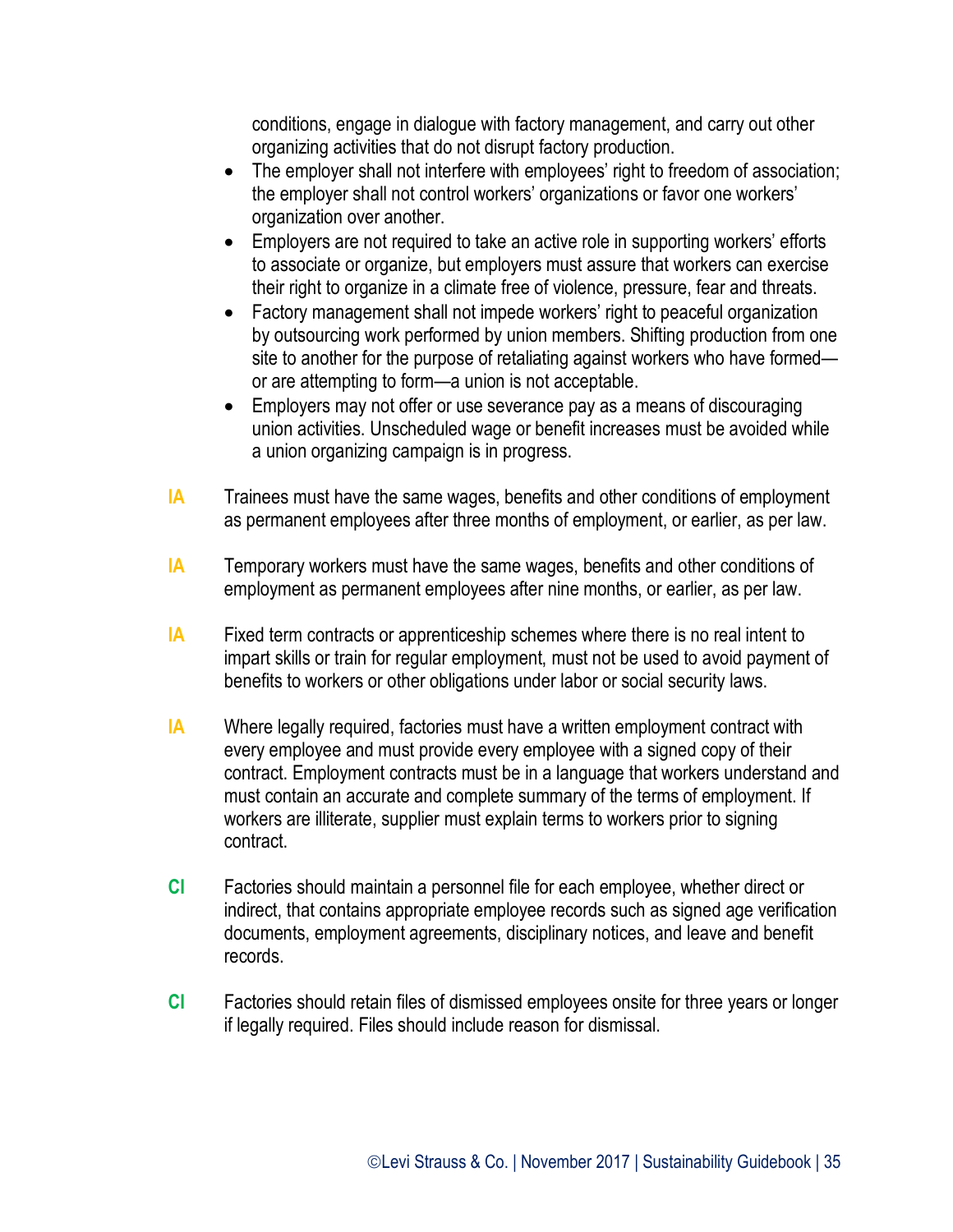conditions, engage in dialogue with factory management, and carry out other organizing activities that do not disrupt factory production.

- The employer shall not interfere with employees' right to freedom of association; the employer shall not control workers' organizations or favor one workers' organization over another.
- Employers are not required to take an active role in supporting workers' efforts to associate or organize, but employers must assure that workers can exercise their right to organize in a climate free of violence, pressure, fear and threats.
- Factory management shall not impede workers' right to peaceful organization by outsourcing work performed by union members. Shifting production from one site to another for the purpose of retaliating against workers who have formed—or are attempting to form—a union is not acceptable.
- Employers may not offer or use severance pay as a means of discouraging union activities. Unscheduled wage or benefit increases must be avoided while a union organizing campaign is in progress.

**IA** Trainees must have the same wages, benefits and other conditions of employment as permanent employees after three months of employment, or earlier, as per law.

**IA** Temporary workers must have the same wages, benefits and other conditions of employment as permanent employees after nine months, or earlier, as per law.

**IA** Fixed term contracts or apprenticeship schemes where there is no real intent to impart skills or train for regular employment, must not be used to avoid payment of benefits to workers or other obligations under labor or social security laws.

**IA** Where legally required, factories must have a written employment contract with every employee and must provide every employee with a signed copy of their contract. Employment contracts must be in a language that workers understand and must contain an accurate and complete summary of the terms of employment. If workers are illiterate, supplier must explain terms to workers prior to signing contract.

**CI** Factories should maintain a personnel file for each employee, whether direct or indirect, that contains appropriate employee records such as signed age verification documents, employment agreements, disciplinary notices, and leave and benefit records.

**CI** Factories should retain files of dismissed employees onsite for three years or longer if legally required. Files should include reason for dismissal.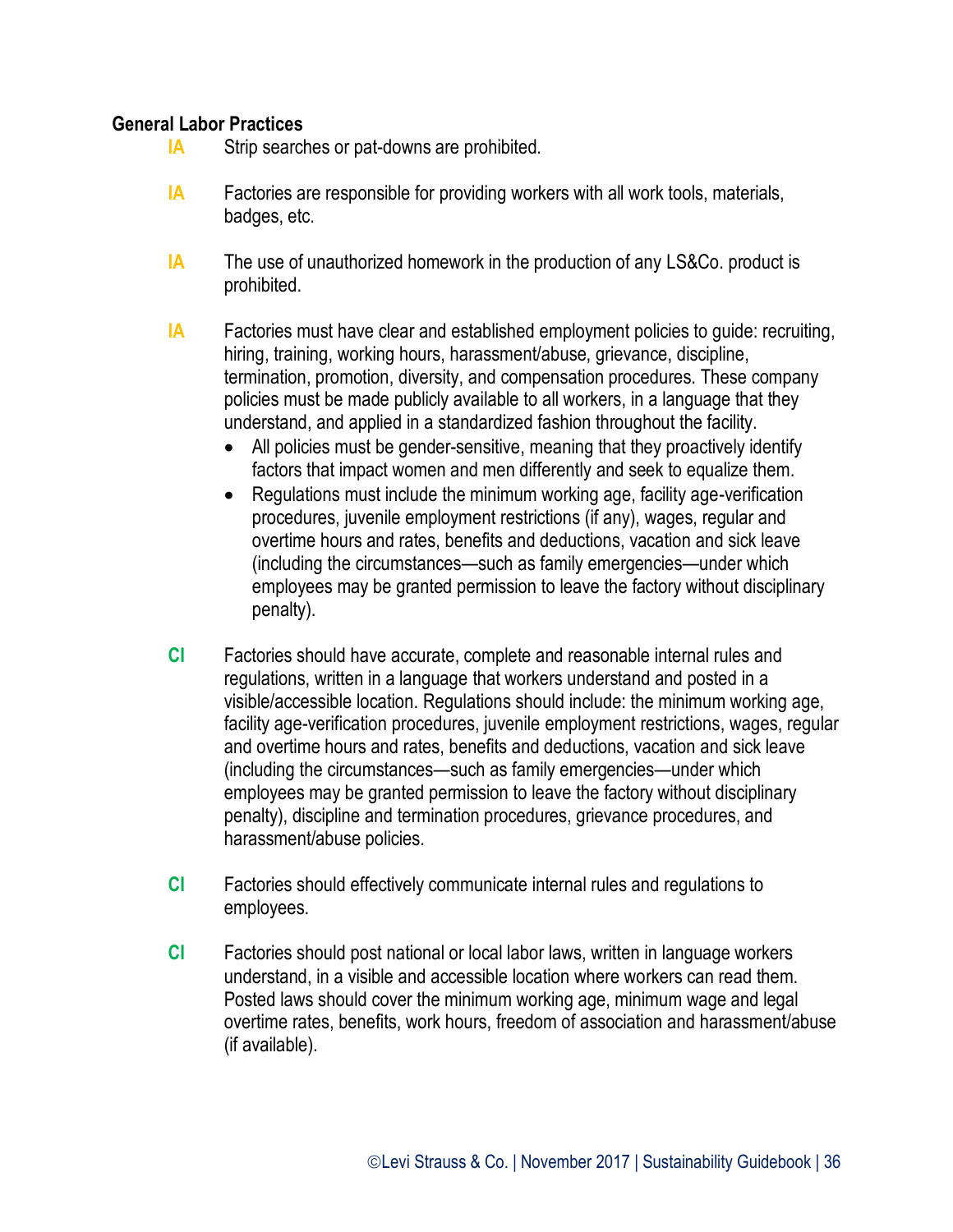**General Labor Practices**

**IA** Strip searches or pat-downs are prohibited.

**IA** Factories are responsible for providing workers with all work tools, materials, badges, etc.

**IA** The use of unauthorized homework in the production of any LS&Co. product is prohibited.

**IA** Factories must have clear and established employment policies to guide: recruiting, hiring, training, working hours, harassment/abuse, grievance, discipline, termination, promotion, diversity, and compensation procedures. These company policies must be made publicly available to all workers, in a language that they understand, and applied in a standardized fashion throughout the facility.

- All policies must be gender-sensitive, meaning that they proactively identify factors that impact women and men differently and seek to equalize them.
- Regulations must include the minimum working age, facility age-verification procedures, juvenile employment restrictions (if any), wages, regular and overtime hours and rates, benefits and deductions, vacation and sick leave (including the circumstances—such as family emergencies—under which employees may be granted permission to leave the factory without disciplinary penalty).

**CI** Factories should have accurate, complete and reasonable internal rules and regulations, written in a language that workers understand and posted in a visible/accessible location. Regulations should include: the minimum working age, facility age-verification procedures, juvenile employment restrictions, wages, regular and overtime hours and rates, benefits and deductions, vacation and sick leave (including the circumstances—such as family emergencies—under which employees may be granted permission to leave the factory without disciplinary penalty), discipline and termination procedures, grievance procedures, and harassment/abuse policies.

**CI** Factories should effectively communicate internal rules and regulations to employees.

**CI** Factories should post national or local labor laws, written in language workers understand, in a visible and accessible location where workers can read them. Posted laws should cover the minimum working age, minimum wage and legal overtime rates, benefits, work hours, freedom of association and harassment/abuse (if available).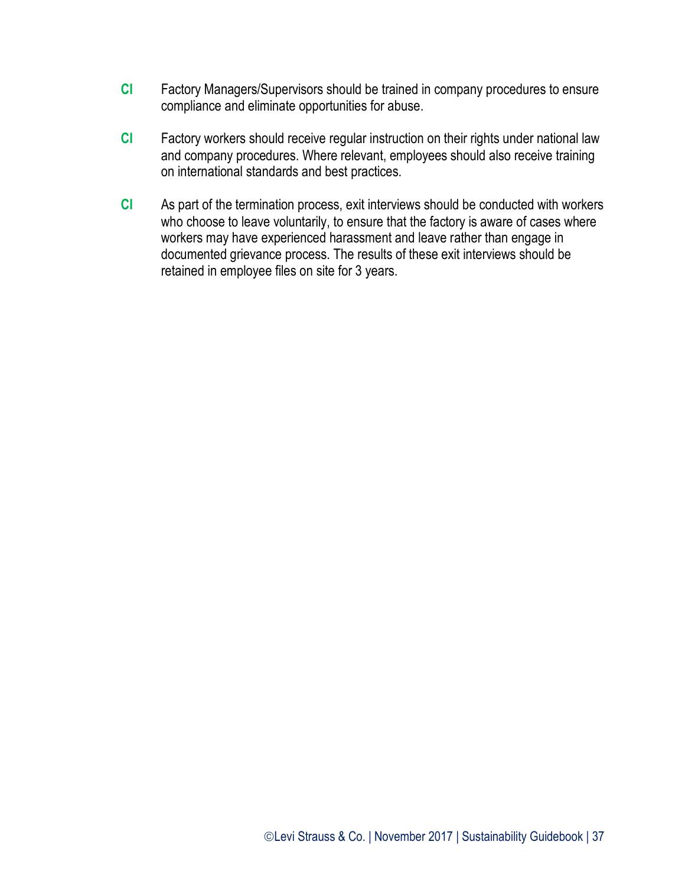**CI** Factory Managers/Supervisors should be trained in company procedures to ensure compliance and eliminate opportunities for abuse.

**CI** Factory workers should receive regular instruction on their rights under national law and company procedures. Where relevant, employees should also receive training on international standards and best practices.

**CI** As part of the termination process, exit interviews should be conducted with workers who choose to leave voluntarily, to ensure that the factory is aware of cases where workers may have experienced harassment and leave rather than engage in documented grievance process. The results of these exit interviews should be retained in employee files on site for 3 years.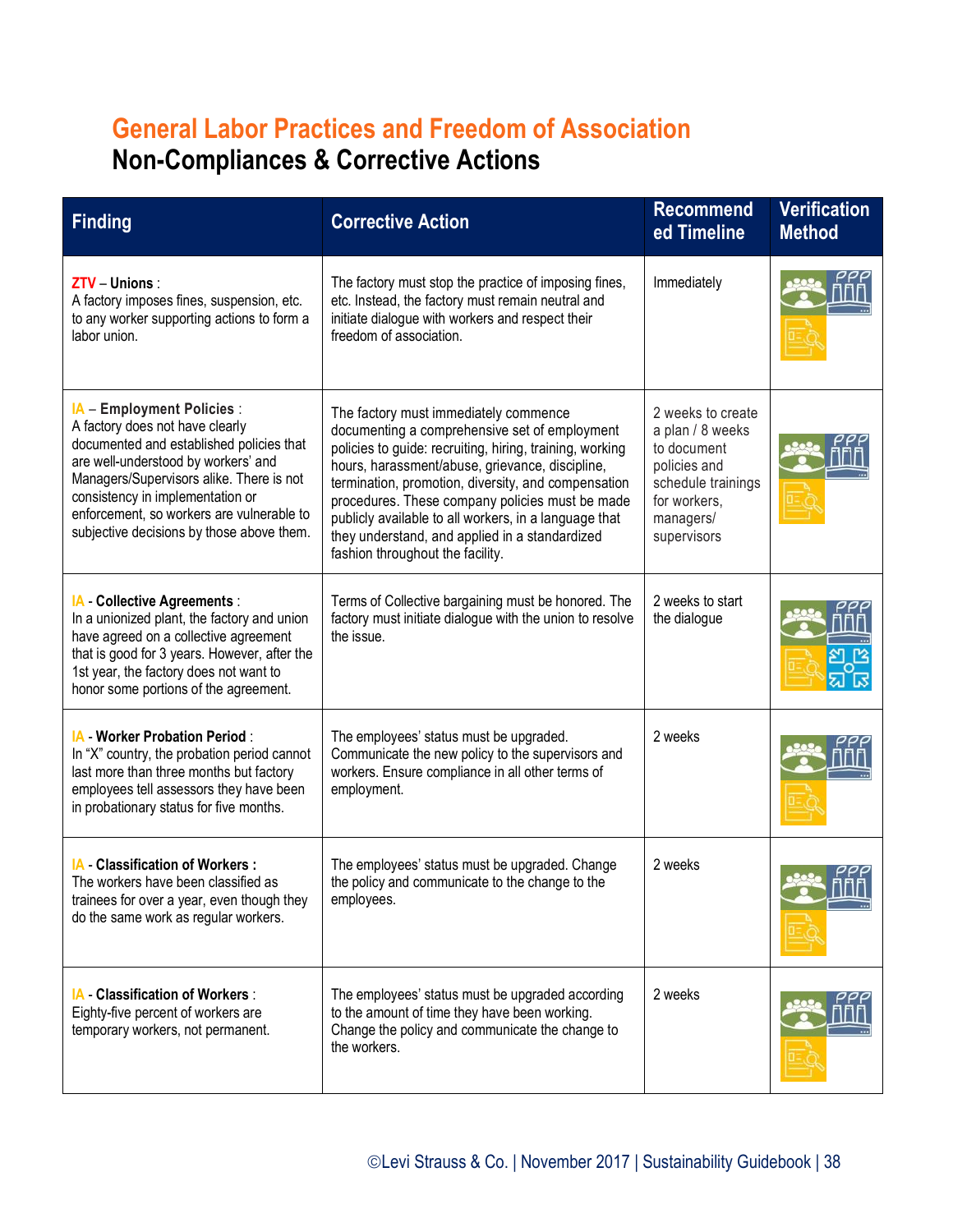# General Labor Practices and Freedom of Association

## Non-Compliances & Corrective Actions

| Finding | Corrective Action | Recommended Timeline | Verification Method |
|---|---|---|---|
| ZTV – **Unions** : A factory imposes fines, suspension, etc. to any worker supporting actions to form a labor union. | The factory must stop the practice of imposing fines, etc. Instead, the factory must remain neutral and initiate dialogue with workers and respect their freedom of association. | Immediately | |
| IA – **Employment Policies** : A factory does not have clearly documented and established policies that are well-understood by workers' and Managers/Supervisors alike. There is not consistency in implementation or enforcement, so workers are vulnerable to subjective decisions by those above them. | The factory must immediately commence documenting a comprehensive set of employment policies to guide: recruiting, hiring, training, working hours, harassment/abuse, grievance, discipline, termination, promotion, diversity, and compensation procedures. These company policies must be made publicly available to all workers, in a language that they understand, and applied in a standardized fashion throughout the facility. | 2 weeks to create a plan / 8 weeks to document policies and schedule trainings for workers, managers/ supervisors | |
| IA - **Collective Agreements** : In a unionized plant, the factory and union have agreed on a collective agreement that is good for 3 years. However, after the 1st year, the factory does not want to honor some portions of the agreement. | Terms of Collective bargaining must be honored. The factory must initiate dialogue with the union to resolve the issue. | 2 weeks to start the dialogue | |
| IA - **Worker Probation Period** : In "X" country, the probation period cannot last more than three months but factory employees tell assessors they have been in probationary status for five months. | The employees' status must be upgraded. Communicate the new policy to the supervisors and workers. Ensure compliance in all other terms of employment. | 2 weeks | |
| IA - **Classification of Workers :** The workers have been classified as trainees for over a year, even though they do the same work as regular workers. | The employees' status must be upgraded. Change the policy and communicate to the change to the employees. | 2 weeks | |
| IA - **Classification of Workers** : Eighty-five percent of workers are temporary workers, not permanent. | The employees' status must be upgraded according to the amount of time they have been working. Change the policy and communicate the change to the workers. | 2 weeks | |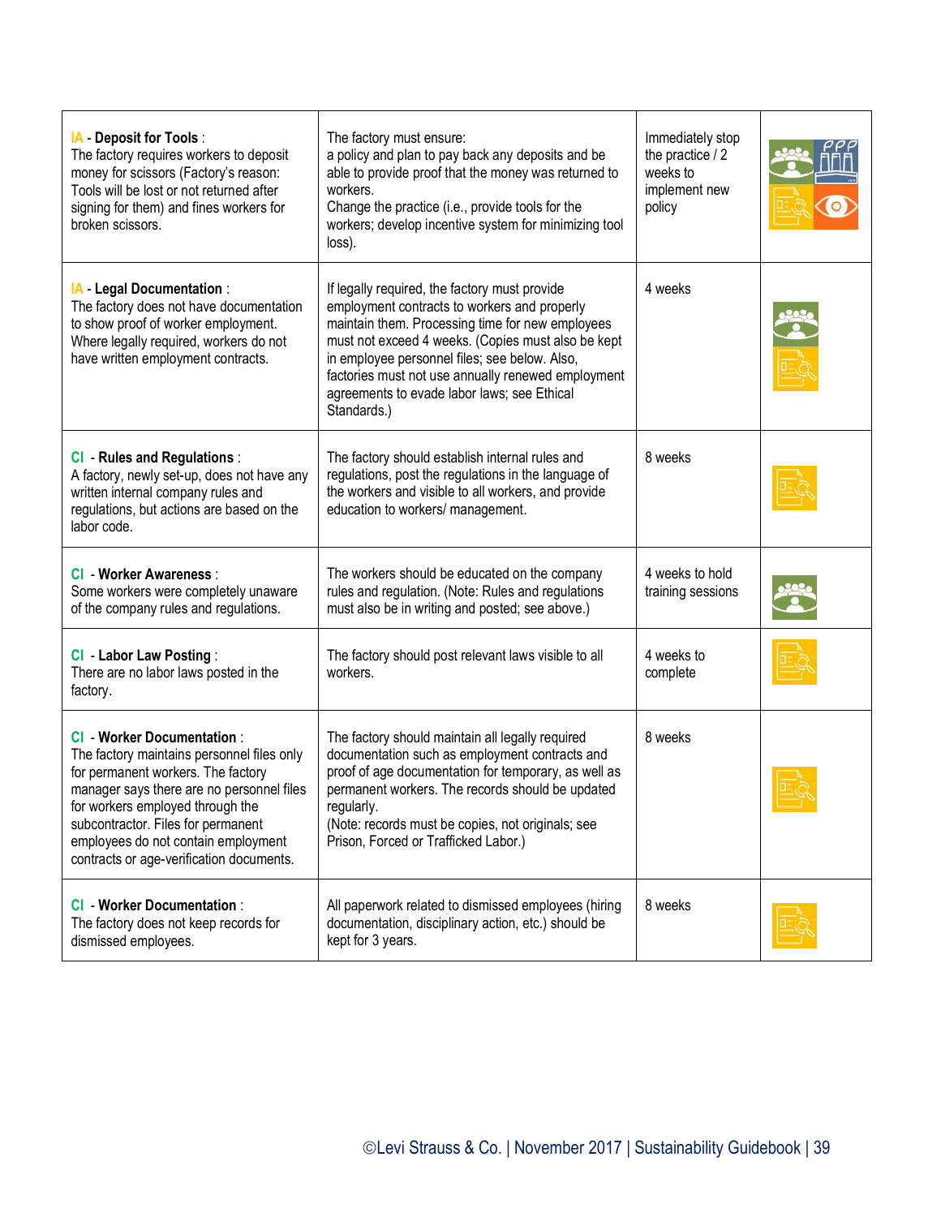| | | | |
|---|---|---|---|
| IA - **Deposit for Tools** :<br>The factory requires workers to deposit money for scissors (Factory's reason: Tools will be lost or not returned after signing for them) and fines workers for broken scissors. | The factory must ensure:<br>a policy and plan to pay back any deposits and be able to provide proof that the money was returned to workers.<br>Change the practice (i.e., provide tools for the workers; develop incentive system for minimizing tool loss). | Immediately stop the practice / 2 weeks to implement new policy | |
| IA - **Legal Documentation** :<br>The factory does not have documentation to show proof of worker employment. Where legally required, workers do not have written employment contracts. | If legally required, the factory must provide employment contracts to workers and properly maintain them. Processing time for new employees must not exceed 4 weeks. (Copies must also be kept in employee personnel files; see below. Also, factories must not use annually renewed employment agreements to evade labor laws; see Ethical Standards.) | 4 weeks | |
| CI - **Rules and Regulations** :<br>A factory, newly set-up, does not have any written internal company rules and regulations, but actions are based on the labor code. | The factory should establish internal rules and regulations, post the regulations in the language of the workers and visible to all workers, and provide education to workers/ management. | 8 weeks | |
| CI - **Worker Awareness** :<br>Some workers were completely unaware of the company rules and regulations. | The workers should be educated on the company rules and regulation. (Note: Rules and regulations must also be in writing and posted; see above.) | 4 weeks to hold training sessions | |
| CI - **Labor Law Posting** :<br>There are no labor laws posted in the factory. | The factory should post relevant laws visible to all workers. | 4 weeks to complete | |
| CI - **Worker Documentation** :<br>The factory maintains personnel files only for permanent workers. The factory manager says there are no personnel files for workers employed through the subcontractor. Files for permanent employees do not contain employment contracts or age-verification documents. | The factory should maintain all legally required documentation such as employment contracts and proof of age documentation for temporary, as well as permanent workers. The records should be updated regularly.<br>(Note: records must be copies, not originals; see Prison, Forced or Trafficked Labor.) | 8 weeks | |
| CI - **Worker Documentation** :<br>The factory does not keep records for dismissed employees. | All paperwork related to dismissed employees (hiring documentation, disciplinary action, etc.) should be kept for 3 years. | 8 weeks | |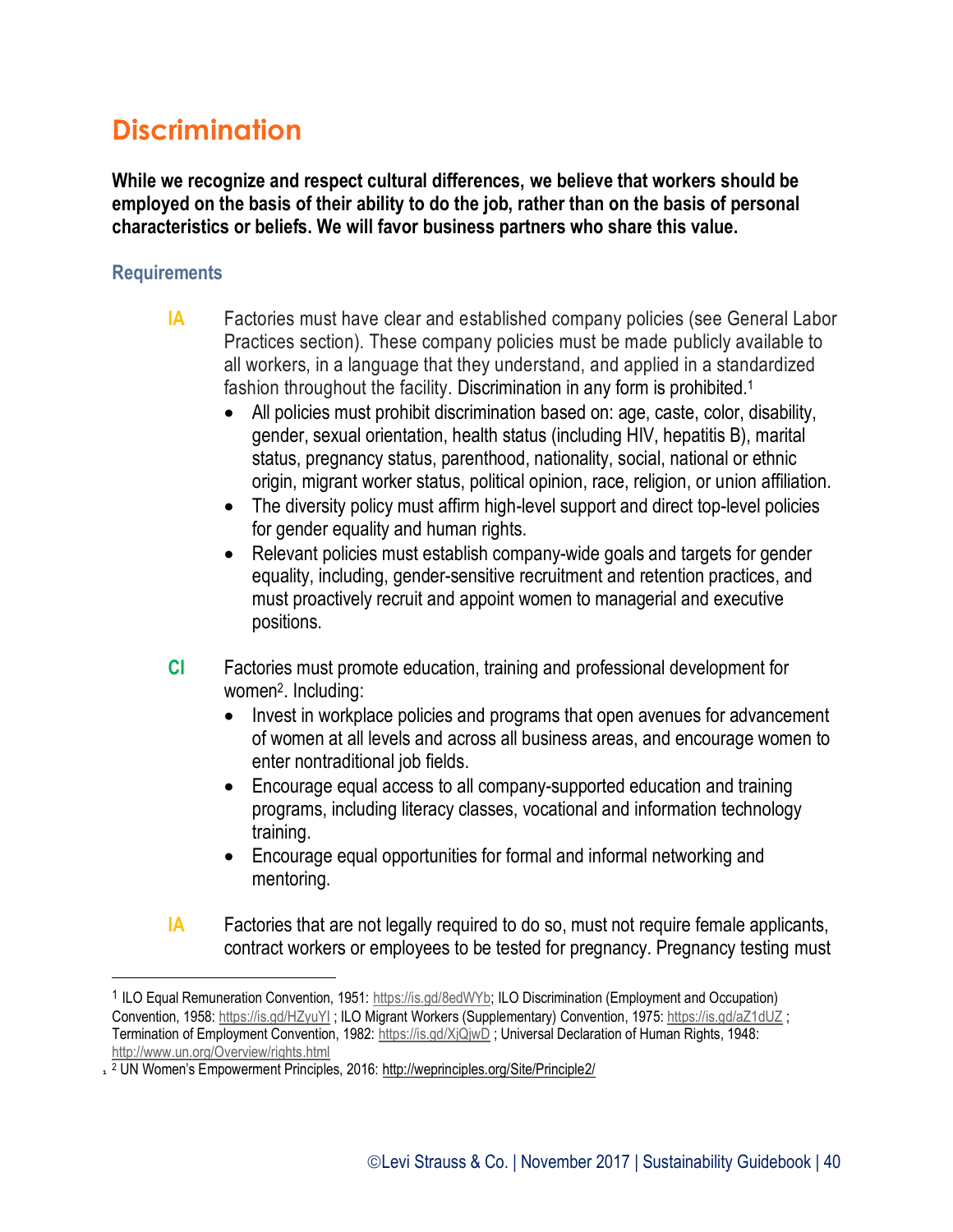# Discrimination

**While we recognize and respect cultural differences, we believe that workers should be employed on the basis of their ability to do the job, rather than on the basis of personal characteristics or beliefs. We will favor business partners who share this value.**

### Requirements

**IA** Factories must have clear and established company policies (see General Labor Practices section). These company policies must be made publicly available to all workers, in a language that they understand, and applied in a standardized fashion throughout the facility. Discrimination in any form is prohibited.[1]

- All policies must prohibit discrimination based on: age, caste, color, disability, gender, sexual orientation, health status (including HIV, hepatitis B), marital status, pregnancy status, parenthood, nationality, social, national or ethnic origin, migrant worker status, political opinion, race, religion, or union affiliation.
- The diversity policy must affirm high-level support and direct top-level policies for gender equality and human rights.
- Relevant policies must establish company-wide goals and targets for gender equality, including, gender-sensitive recruitment and retention practices, and must proactively recruit and appoint women to managerial and executive positions.

**CI** Factories must promote education, training and professional development for women[2]. Including:

- Invest in workplace policies and programs that open avenues for advancement of women at all levels and across all business areas, and encourage women to enter nontraditional job fields.
- Encourage equal access to all company-supported education and training programs, including literacy classes, vocational and information technology training.
- Encourage equal opportunities for formal and informal networking and mentoring.

**IA** Factories that are not legally required to do so, must not require female applicants, contract workers or employees to be tested for pregnancy. Pregnancy testing must

---

[1] ILO Equal Remuneration Convention, 1951: https://is.gd/8edWYb; ILO Discrimination (Employment and Occupation) Convention, 1958: https://is.gd/HZyuYI ; ILO Migrant Workers (Supplementary) Convention, 1975: https://is.gd/aZ1dUZ ; Termination of Employment Convention, 1982: https://is.gd/XjQjwD ; Universal Declaration of Human Rights, 1948: http://www.un.org/Overview/rights.html

[2] UN Women's Empowerment Principles, 2016: http://weprinciples.org/Site/Principle2/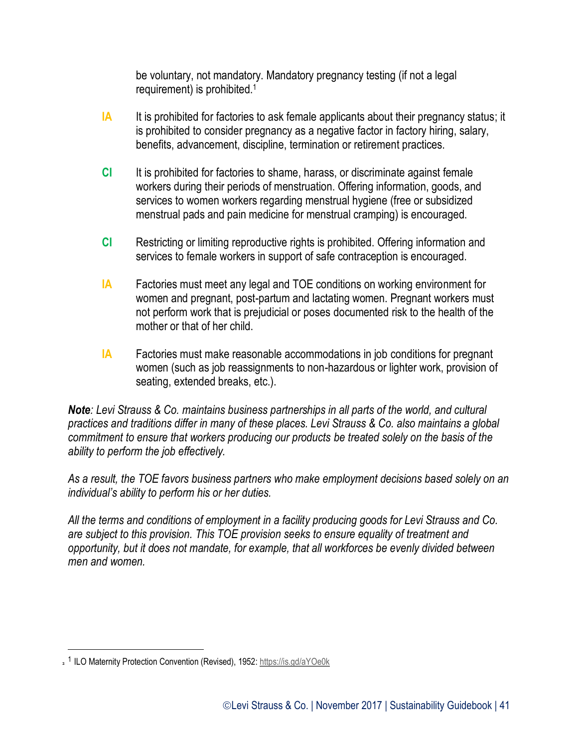be voluntary, not mandatory. Mandatory pregnancy testing (if not a legal requirement) is prohibited.[1]

**IA** It is prohibited for factories to ask female applicants about their pregnancy status; it is prohibited to consider pregnancy as a negative factor in factory hiring, salary, benefits, advancement, discipline, termination or retirement practices.

**CI** It is prohibited for factories to shame, harass, or discriminate against female workers during their periods of menstruation. Offering information, goods, and services to women workers regarding menstrual hygiene (free or subsidized menstrual pads and pain medicine for menstrual cramping) is encouraged.

**CI** Restricting or limiting reproductive rights is prohibited. Offering information and services to female workers in support of safe contraception is encouraged.

**IA** Factories must meet any legal and TOE conditions on working environment for women and pregnant, post-partum and lactating women. Pregnant workers must not perform work that is prejudicial or poses documented risk to the health of the mother or that of her child.

**IA** Factories must make reasonable accommodations in job conditions for pregnant women (such as job reassignments to non-hazardous or lighter work, provision of seating, extended breaks, etc.).

***Note**: Levi Strauss & Co. maintains business partnerships in all parts of the world, and cultural practices and traditions differ in many of these places. Levi Strauss & Co. also maintains a global commitment to ensure that workers producing our products be treated solely on the basis of the ability to perform the job effectively.*

*As a result, the TOE favors business partners who make employment decisions based solely on an individual's ability to perform his or her duties.*

*All the terms and conditions of employment in a facility producing goods for Levi Strauss and Co. are subject to this provision. This TOE provision seeks to ensure equality of treatment and opportunity, but it does not mandate, for example, that all workforces be evenly divided between men and women.*

---

[1] ILO Maternity Protection Convention (Revised), 1952: https://is.gd/aYOe0k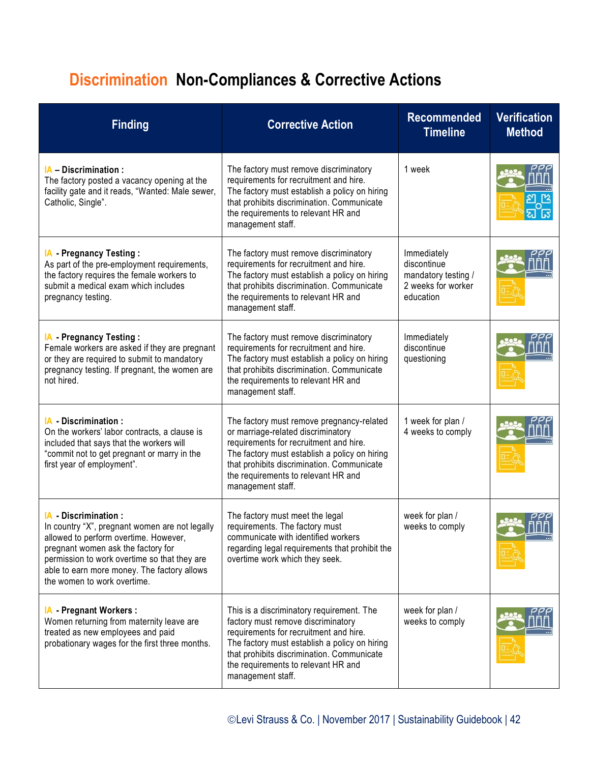# Discrimination Non-Compliances & Corrective Actions

| Finding | Corrective Action | Recommended Timeline | Verification Method |
|---|---|---|---|
| IA – **Discrimination :** The factory posted a vacancy opening at the facility gate and it reads, "Wanted: Male sewer, Catholic, Single". | The factory must remove discriminatory requirements for recruitment and hire. The factory must establish a policy on hiring that prohibits discrimination. Communicate the requirements to relevant HR and management staff. | 1 week | |
| IA - **Pregnancy Testing :** As part of the pre-employment requirements, the factory requires the female workers to submit a medical exam which includes pregnancy testing. | The factory must remove discriminatory requirements for recruitment and hire. The factory must establish a policy on hiring that prohibits discrimination. Communicate the requirements to relevant HR and management staff. | Immediately discontinue mandatory testing / 2 weeks for worker education | |
| IA - **Pregnancy Testing :** Female workers are asked if they are pregnant or they are required to submit to mandatory pregnancy testing. If pregnant, the women are not hired. | The factory must remove discriminatory requirements for recruitment and hire. The factory must establish a policy on hiring that prohibits discrimination. Communicate the requirements to relevant HR and management staff. | Immediately discontinue questioning | |
| IA - **Discrimination :** On the workers' labor contracts, a clause is included that says that the workers will "commit not to get pregnant or marry in the first year of employment". | The factory must remove pregnancy-related or marriage-related discriminatory requirements for recruitment and hire. The factory must establish a policy on hiring that prohibits discrimination. Communicate the requirements to relevant HR and management staff. | 1 week for plan / 4 weeks to comply | |
| IA - **Discrimination :** In country "X", pregnant women are not legally allowed to perform overtime. However, pregnant women ask the factory for permission to work overtime so that they are able to earn more money. The factory allows the women to work overtime. | The factory must meet the legal requirements. The factory must communicate with identified workers regarding legal requirements that prohibit the overtime work which they seek. | week for plan / weeks to comply | |
| IA - **Pregnant Workers :** Women returning from maternity leave are treated as new employees and paid probationary wages for the first three months. | This is a discriminatory requirement. The factory must remove discriminatory requirements for recruitment and hire. The factory must establish a policy on hiring that prohibits discrimination. Communicate the requirements to relevant HR and management staff. | week for plan / weeks to comply | |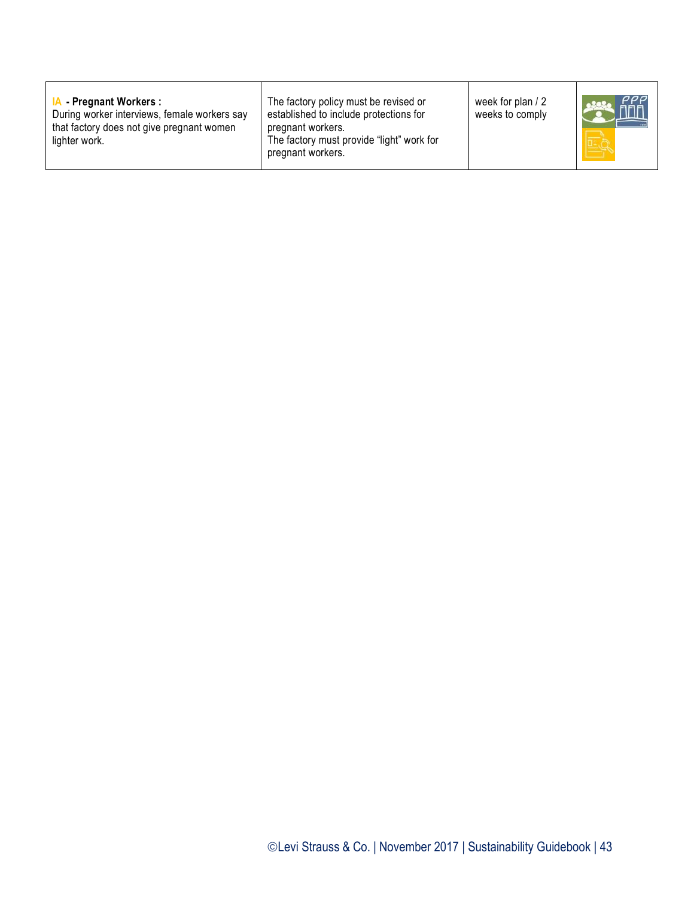| | | | |
|---|---|---|---|
| **IA - Pregnant Workers :** During worker interviews, female workers say that factory does not give pregnant women lighter work. | The factory policy must be revised or established to include protections for pregnant workers. The factory must provide "light" work for pregnant workers. | week for plan / 2 weeks to comply | |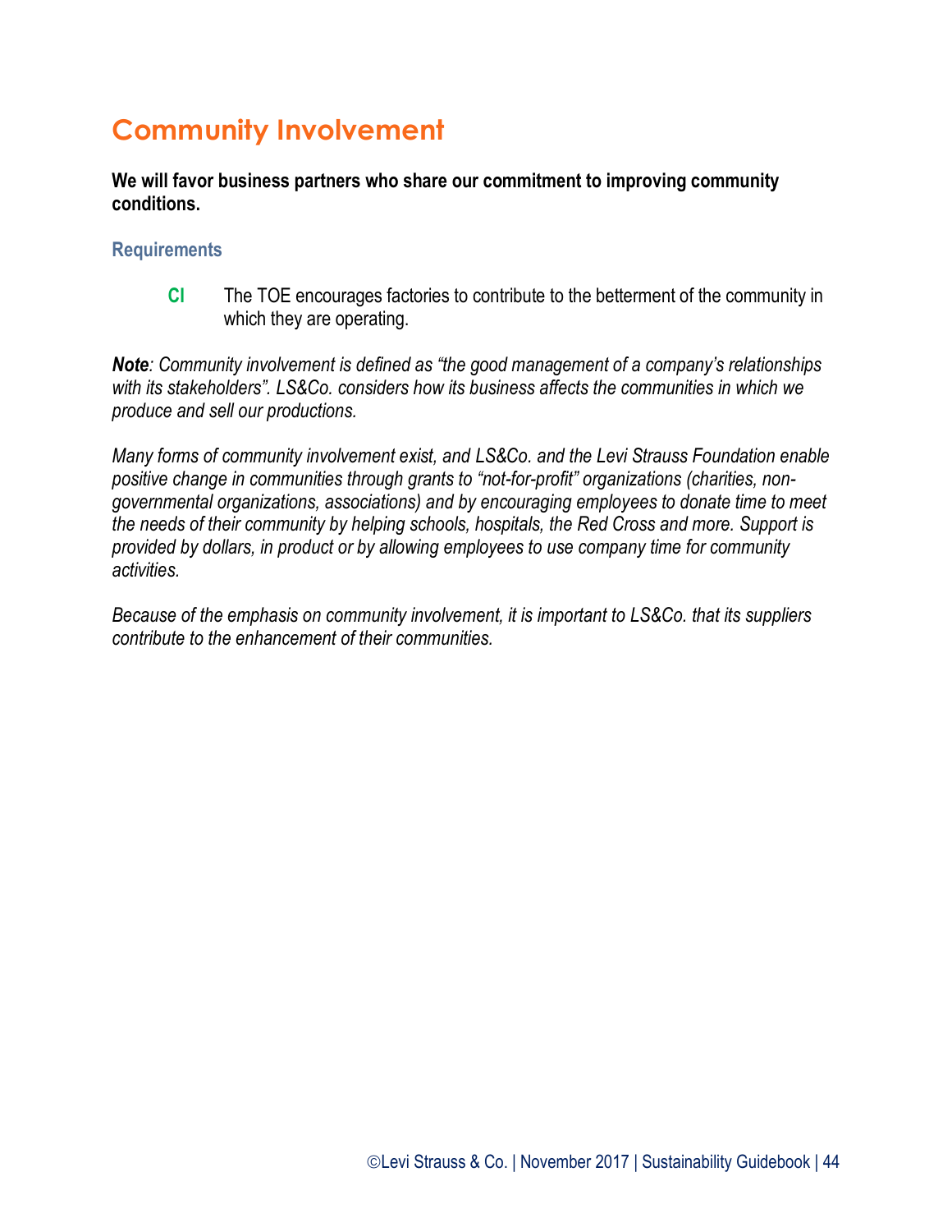# Community Involvement

**We will favor business partners who share our commitment to improving community conditions.**

### Requirements

**CI** The TOE encourages factories to contribute to the betterment of the community in which they are operating.

***Note****: Community involvement is defined as "the good management of a company's relationships with its stakeholders". LS&Co. considers how its business affects the communities in which we produce and sell our productions.*

*Many forms of community involvement exist, and LS&Co. and the Levi Strauss Foundation enable positive change in communities through grants to "not-for-profit" organizations (charities, non-governmental organizations, associations) and by encouraging employees to donate time to meet the needs of their community by helping schools, hospitals, the Red Cross and more. Support is provided by dollars, in product or by allowing employees to use company time for community activities.*

*Because of the emphasis on community involvement, it is important to LS&Co. that its suppliers contribute to the enhancement of their communities.*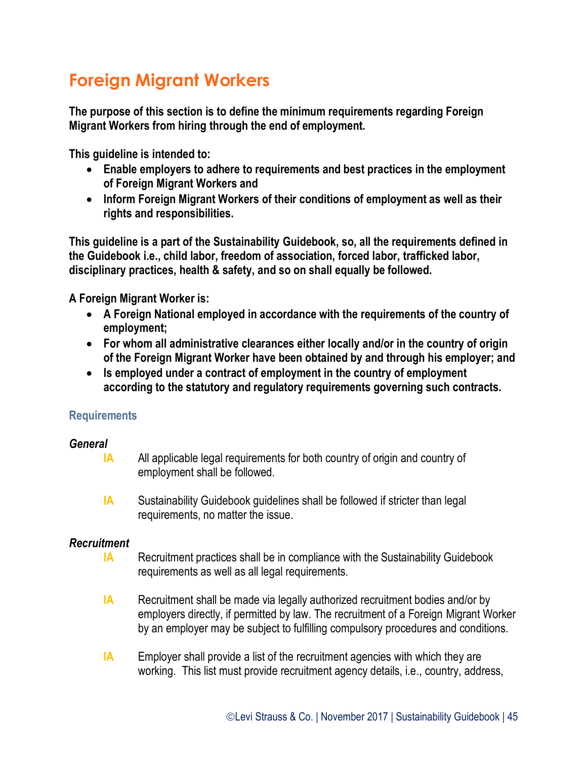# Foreign Migrant Workers

**The purpose of this section is to define the minimum requirements regarding Foreign Migrant Workers from hiring through the end of employment.**

**This guideline is intended to:**

- **Enable employers to adhere to requirements and best practices in the employment of Foreign Migrant Workers and**
- **Inform Foreign Migrant Workers of their conditions of employment as well as their rights and responsibilities.**

**This guideline is a part of the Sustainability Guidebook, so, all the requirements defined in the Guidebook i.e., child labor, freedom of association, forced labor, trafficked labor, disciplinary practices, health & safety, and so on shall equally be followed.**

**A Foreign Migrant Worker is:**

- **A Foreign National employed in accordance with the requirements of the country of employment;**
- **For whom all administrative clearances either locally and/or in the country of origin of the Foreign Migrant Worker have been obtained by and through his employer; and**
- **Is employed under a contract of employment in the country of employment according to the statutory and regulatory requirements governing such contracts.**

## Requirements

### *General*

**IA** All applicable legal requirements for both country of origin and country of employment shall be followed.

**IA** Sustainability Guidebook guidelines shall be followed if stricter than legal requirements, no matter the issue.

### *Recruitment*

**IA** Recruitment practices shall be in compliance with the Sustainability Guidebook requirements as well as all legal requirements.

**IA** Recruitment shall be made via legally authorized recruitment bodies and/or by employers directly, if permitted by law. The recruitment of a Foreign Migrant Worker by an employer may be subject to fulfilling compulsory procedures and conditions.

**IA** Employer shall provide a list of the recruitment agencies with which they are working. This list must provide recruitment agency details, i.e., country, address,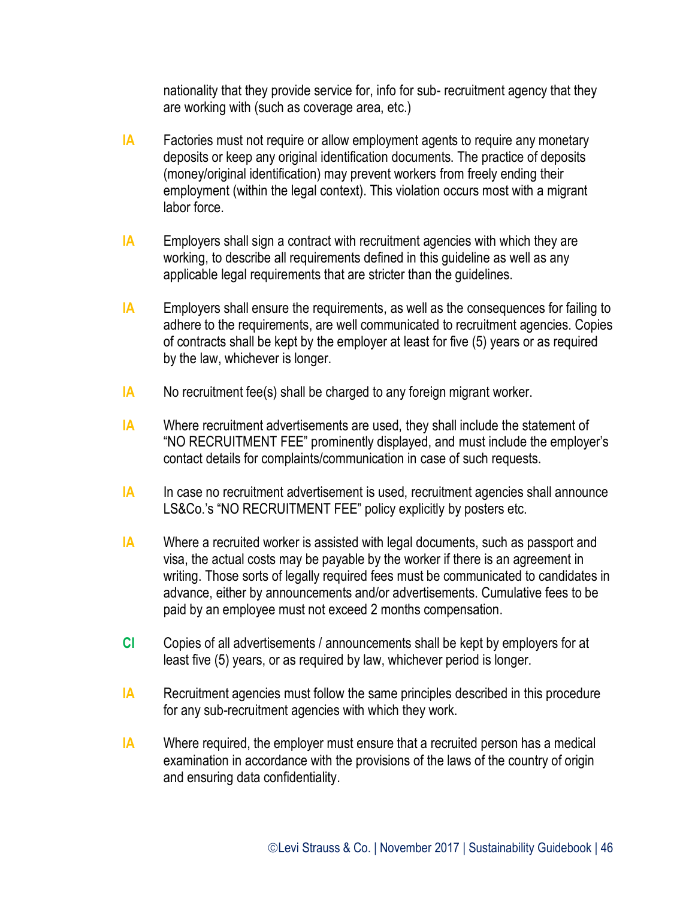nationality that they provide service for, info for sub- recruitment agency that they are working with (such as coverage area, etc.)

**IA** Factories must not require or allow employment agents to require any monetary deposits or keep any original identification documents. The practice of deposits (money/original identification) may prevent workers from freely ending their employment (within the legal context). This violation occurs most with a migrant labor force.

**IA** Employers shall sign a contract with recruitment agencies with which they are working, to describe all requirements defined in this guideline as well as any applicable legal requirements that are stricter than the guidelines.

**IA** Employers shall ensure the requirements, as well as the consequences for failing to adhere to the requirements, are well communicated to recruitment agencies. Copies of contracts shall be kept by the employer at least for five (5) years or as required by the law, whichever is longer.

**IA** No recruitment fee(s) shall be charged to any foreign migrant worker.

**IA** Where recruitment advertisements are used, they shall include the statement of "NO RECRUITMENT FEE" prominently displayed, and must include the employer's contact details for complaints/communication in case of such requests.

**IA** In case no recruitment advertisement is used, recruitment agencies shall announce LS&Co.'s "NO RECRUITMENT FEE" policy explicitly by posters etc.

**IA** Where a recruited worker is assisted with legal documents, such as passport and visa, the actual costs may be payable by the worker if there is an agreement in writing. Those sorts of legally required fees must be communicated to candidates in advance, either by announcements and/or advertisements. Cumulative fees to be paid by an employee must not exceed 2 months compensation.

**CI** Copies of all advertisements / announcements shall be kept by employers for at least five (5) years, or as required by law, whichever period is longer.

**IA** Recruitment agencies must follow the same principles described in this procedure for any sub-recruitment agencies with which they work.

**IA** Where required, the employer must ensure that a recruited person has a medical examination in accordance with the provisions of the laws of the country of origin and ensuring data confidentiality.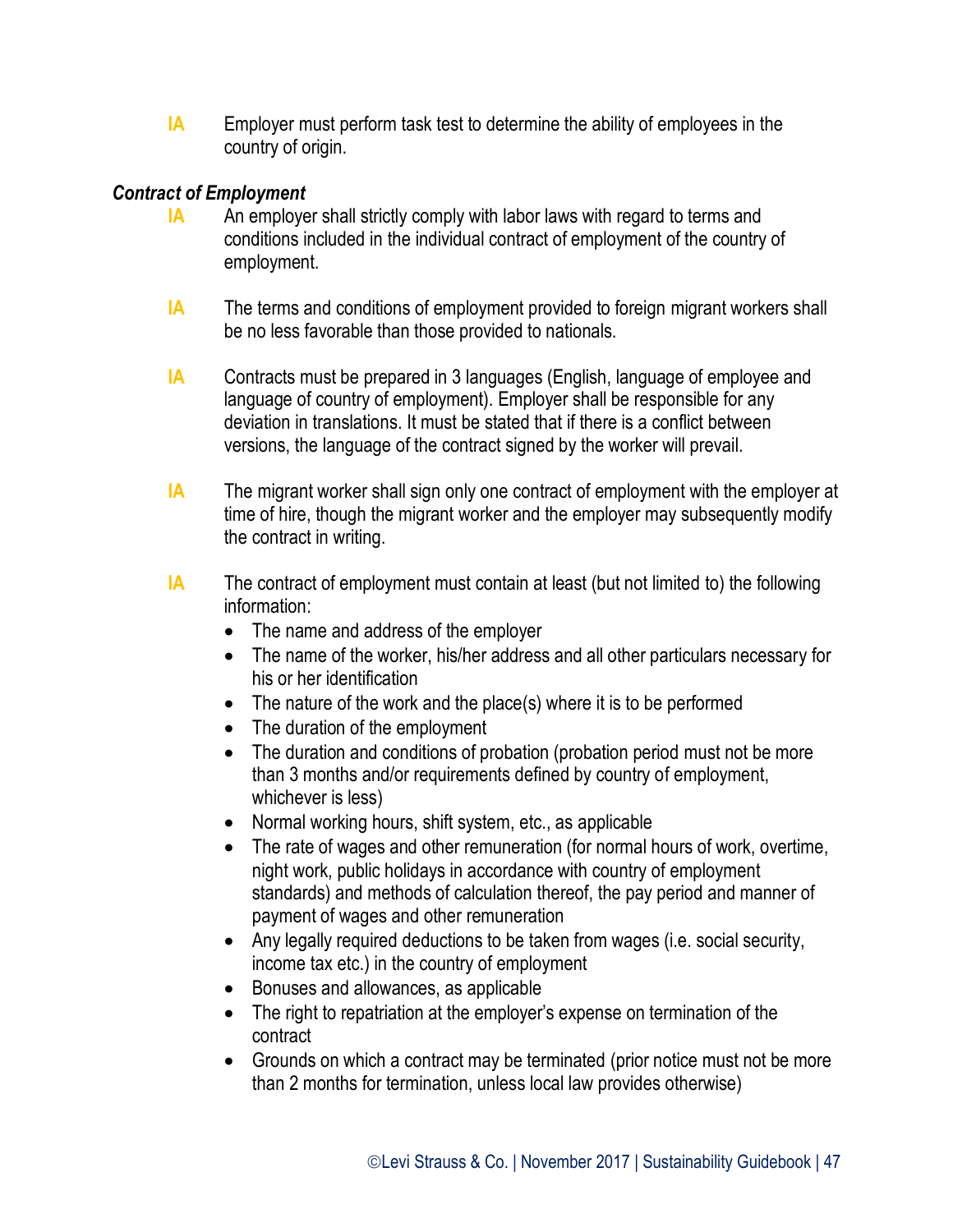**IA** Employer must perform task test to determine the ability of employees in the country of origin.

***Contract of Employment***

**IA** An employer shall strictly comply with labor laws with regard to terms and conditions included in the individual contract of employment of the country of employment.

**IA** The terms and conditions of employment provided to foreign migrant workers shall be no less favorable than those provided to nationals.

**IA** Contracts must be prepared in 3 languages (English, language of employee and language of country of employment). Employer shall be responsible for any deviation in translations. It must be stated that if there is a conflict between versions, the language of the contract signed by the worker will prevail.

**IA** The migrant worker shall sign only one contract of employment with the employer at time of hire, though the migrant worker and the employer may subsequently modify the contract in writing.

**IA** The contract of employment must contain at least (but not limited to) the following information:

- The name and address of the employer
- The name of the worker, his/her address and all other particulars necessary for his or her identification
- The nature of the work and the place(s) where it is to be performed
- The duration of the employment
- The duration and conditions of probation (probation period must not be more than 3 months and/or requirements defined by country of employment, whichever is less)
- Normal working hours, shift system, etc., as applicable
- The rate of wages and other remuneration (for normal hours of work, overtime, night work, public holidays in accordance with country of employment standards) and methods of calculation thereof, the pay period and manner of payment of wages and other remuneration
- Any legally required deductions to be taken from wages (i.e. social security, income tax etc.) in the country of employment
- Bonuses and allowances, as applicable
- The right to repatriation at the employer's expense on termination of the contract
- Grounds on which a contract may be terminated (prior notice must not be more than 2 months for termination, unless local law provides otherwise)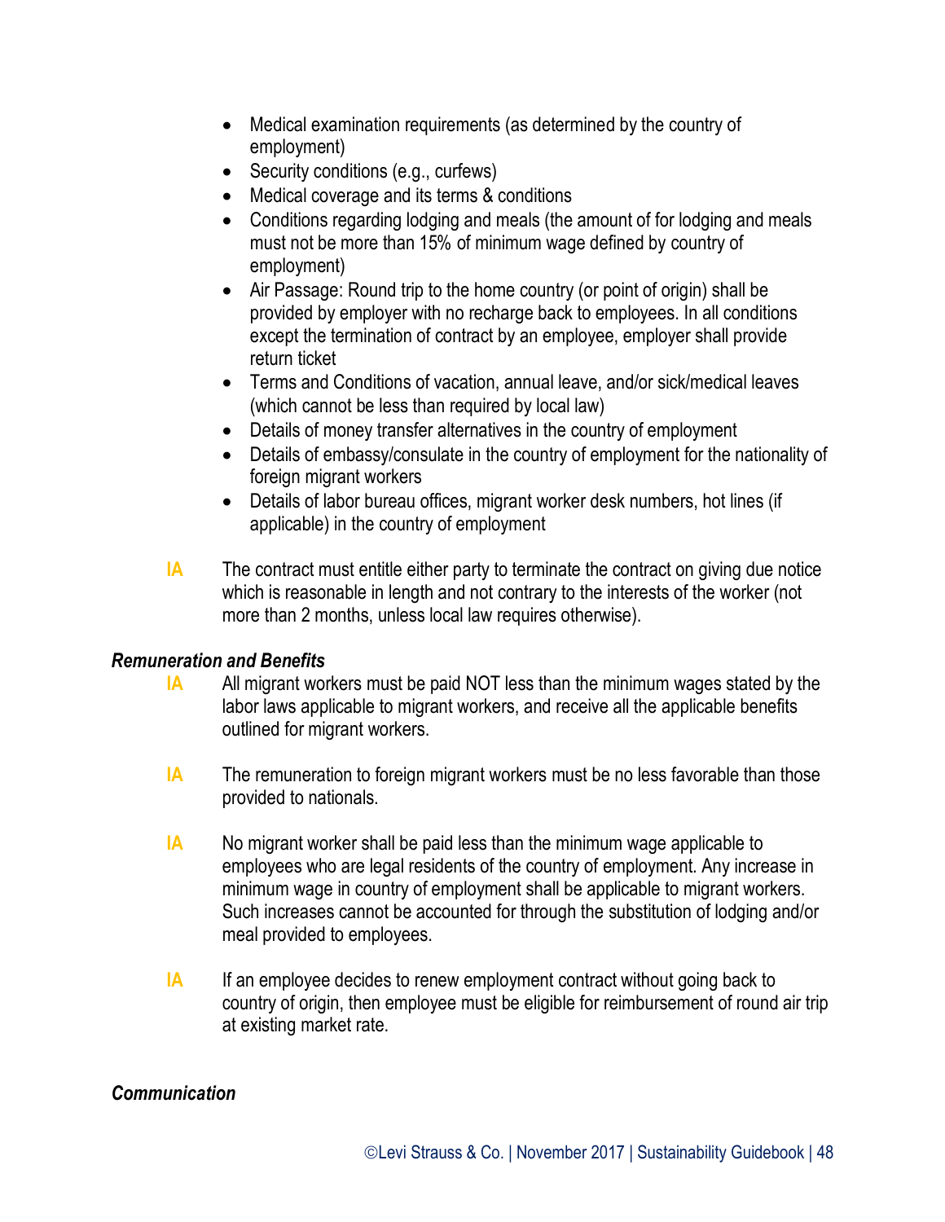- Medical examination requirements (as determined by the country of employment)
- Security conditions (e.g., curfews)
- Medical coverage and its terms & conditions
- Conditions regarding lodging and meals (the amount of for lodging and meals must not be more than 15% of minimum wage defined by country of employment)
- Air Passage: Round trip to the home country (or point of origin) shall be provided by employer with no recharge back to employees. In all conditions except the termination of contract by an employee, employer shall provide return ticket
- Terms and Conditions of vacation, annual leave, and/or sick/medical leaves (which cannot be less than required by local law)
- Details of money transfer alternatives in the country of employment
- Details of embassy/consulate in the country of employment for the nationality of foreign migrant workers
- Details of labor bureau offices, migrant worker desk numbers, hot lines (if applicable) in the country of employment

**IA** The contract must entitle either party to terminate the contract on giving due notice which is reasonable in length and not contrary to the interests of the worker (not more than 2 months, unless local law requires otherwise).

***Remuneration and Benefits***

**IA** All migrant workers must be paid NOT less than the minimum wages stated by the labor laws applicable to migrant workers, and receive all the applicable benefits outlined for migrant workers.

**IA** The remuneration to foreign migrant workers must be no less favorable than those provided to nationals.

**IA** No migrant worker shall be paid less than the minimum wage applicable to employees who are legal residents of the country of employment. Any increase in minimum wage in country of employment shall be applicable to migrant workers. Such increases cannot be accounted for through the substitution of lodging and/or meal provided to employees.

**IA** If an employee decides to renew employment contract without going back to country of origin, then employee must be eligible for reimbursement of round air trip at existing market rate.

***Communication***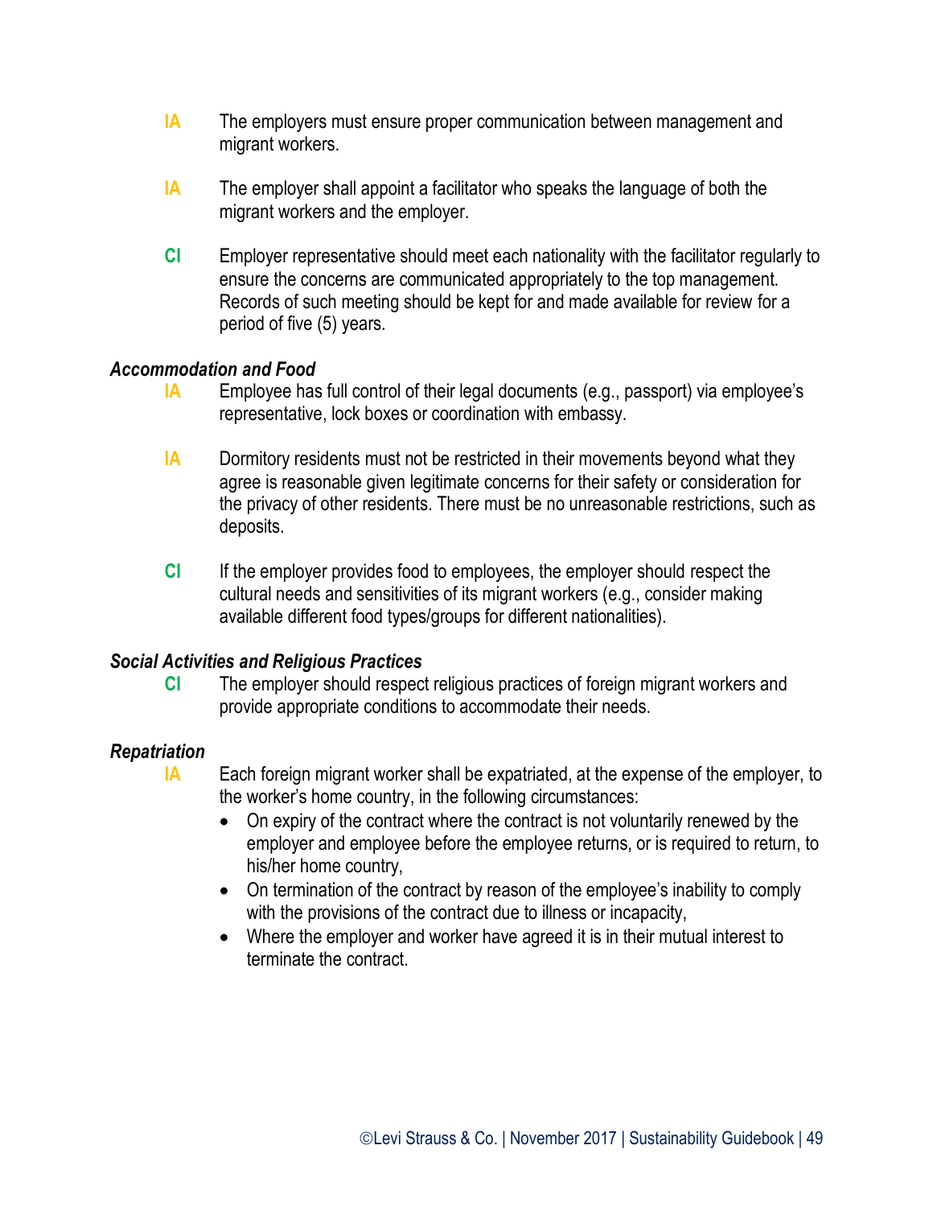**IA** The employers must ensure proper communication between management and migrant workers.

**IA** The employer shall appoint a facilitator who speaks the language of both the migrant workers and the employer.

**CI** Employer representative should meet each nationality with the facilitator regularly to ensure the concerns are communicated appropriately to the top management. Records of such meeting should be kept for and made available for review for a period of five (5) years.

***Accommodation and Food***

**IA** Employee has full control of their legal documents (e.g., passport) via employee's representative, lock boxes or coordination with embassy.

**IA** Dormitory residents must not be restricted in their movements beyond what they agree is reasonable given legitimate concerns for their safety or consideration for the privacy of other residents. There must be no unreasonable restrictions, such as deposits.

**CI** If the employer provides food to employees, the employer should respect the cultural needs and sensitivities of its migrant workers (e.g., consider making available different food types/groups for different nationalities).

***Social Activities and Religious Practices***

**CI** The employer should respect religious practices of foreign migrant workers and provide appropriate conditions to accommodate their needs.

***Repatriation***

**IA** Each foreign migrant worker shall be expatriated, at the expense of the employer, to the worker's home country, in the following circumstances:

- On expiry of the contract where the contract is not voluntarily renewed by the employer and employee before the employee returns, or is required to return, to his/her home country,
- On termination of the contract by reason of the employee's inability to comply with the provisions of the contract due to illness or incapacity,
- Where the employer and worker have agreed it is in their mutual interest to terminate the contract.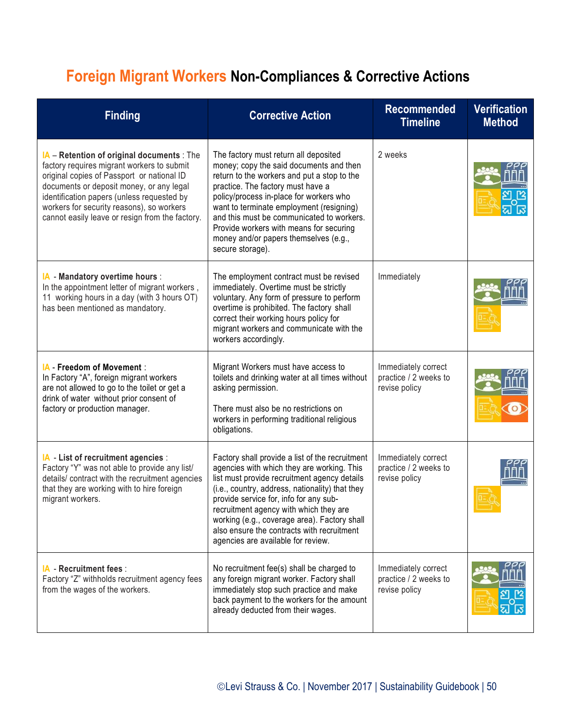## Foreign Migrant Workers Non-Compliances & Corrective Actions

| Finding | Corrective Action | Recommended Timeline | Verification Method |
|---|---|---|---|
| IA – **Retention of original documents** : The factory requires migrant workers to submit original copies of Passport or national ID documents or deposit money, or any legal identification papers (unless requested by workers for security reasons), so workers cannot easily leave or resign from the factory. | The factory must return all deposited money; copy the said documents and then return to the workers and put a stop to the practice. The factory must have a policy/process in-place for workers who want to terminate employment (resigning) and this must be communicated to workers. Provide workers with means for securing money and/or papers themselves (e.g., secure storage). | 2 weeks | |
| IA - **Mandatory overtime hours** : In the appointment letter of migrant workers , 11 working hours in a day (with 3 hours OT) has been mentioned as mandatory. | The employment contract must be revised immediately. Overtime must be strictly voluntary. Any form of pressure to perform overtime is prohibited. The factory shall correct their working hours policy for migrant workers and communicate with the workers accordingly. | Immediately | |
| IA - **Freedom of Movement** : In Factory "A", foreign migrant workers are not allowed to go to the toilet or get a drink of water without prior consent of factory or production manager. | Migrant Workers must have access to toilets and drinking water at all times without asking permission.<br><br>There must also be no restrictions on workers in performing traditional religious obligations. | Immediately correct practice / 2 weeks to revise policy | |
| IA - **List of recruitment agencies** : Factory "Y" was not able to provide any list/ details/ contract with the recruitment agencies that they are working with to hire foreign migrant workers. | Factory shall provide a list of the recruitment agencies with which they are working. This list must provide recruitment agency details (i.e., country, address, nationality) that they provide service for, info for any sub-recruitment agency with which they are working (e.g., coverage area). Factory shall also ensure the contracts with recruitment agencies are available for review. | Immediately correct practice / 2 weeks to revise policy | |
| IA - **Recruitment fees** : Factory "Z" withholds recruitment agency fees from the wages of the workers. | No recruitment fee(s) shall be charged to any foreign migrant worker. Factory shall immediately stop such practice and make back payment to the workers for the amount already deducted from their wages. | Immediately correct practice / 2 weeks to revise policy | |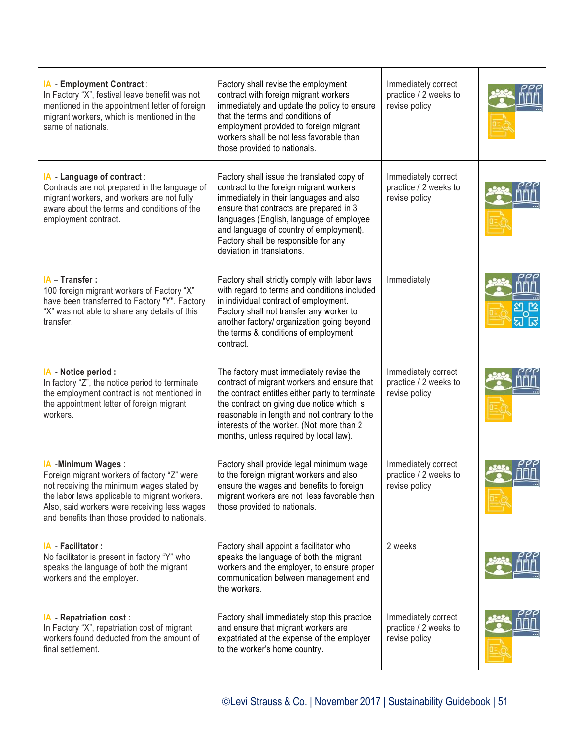| | | | |
|---|---|---|---|
| IA - **Employment Contract** : In Factory "X", festival leave benefit was not mentioned in the appointment letter of foreign migrant workers, which is mentioned in the same of nationals. | Factory shall revise the employment contract with foreign migrant workers immediately and update the policy to ensure that the terms and conditions of employment provided to foreign migrant workers shall be not less favorable than those provided to nationals. | Immediately correct practice / 2 weeks to revise policy | |
| IA - **Language of contract** : Contracts are not prepared in the language of migrant workers, and workers are not fully aware about the terms and conditions of the employment contract. | Factory shall issue the translated copy of contract to the foreign migrant workers immediately in their languages and also ensure that contracts are prepared in 3 languages (English, language of employee and language of country of employment). Factory shall be responsible for any deviation in translations. | Immediately correct practice / 2 weeks to revise policy | |
| IA – **Transfer :** 100 foreign migrant workers of Factory "X" have been transferred to Factory "Y". Factory "X" was not able to share any details of this transfer. | Factory shall strictly comply with labor laws with regard to terms and conditions included in individual contract of employment. Factory shall not transfer any worker to another factory/ organization going beyond the terms & conditions of employment contract. | Immediately | |
| IA - **Notice period :** In factory "Z", the notice period to terminate the employment contract is not mentioned in the appointment letter of foreign migrant workers. | The factory must immediately revise the contract of migrant workers and ensure that the contract entitles either party to terminate the contract on giving due notice which is reasonable in length and not contrary to the interests of the worker. (Not more than 2 months, unless required by local law). | Immediately correct practice / 2 weeks to revise policy | |
| IA -**Minimum Wages** : Foreign migrant workers of factory "Z" were not receiving the minimum wages stated by the labor laws applicable to migrant workers. Also, said workers were receiving less wages and benefits than those provided to nationals. | Factory shall provide legal minimum wage to the foreign migrant workers and also ensure the wages and benefits to foreign migrant workers are not less favorable than those provided to nationals. | Immediately correct practice / 2 weeks to revise policy | |
| IA - **Facilitator :** No facilitator is present in factory "Y" who speaks the language of both the migrant workers and the employer. | Factory shall appoint a facilitator who speaks the language of both the migrant workers and the employer, to ensure proper communication between management and the workers. | 2 weeks | |
| IA - **Repatriation cost :** In Factory "X", repatriation cost of migrant workers found deducted from the amount of final settlement. | Factory shall immediately stop this practice and ensure that migrant workers are expatriated at the expense of the employer to the worker's home country. | Immediately correct practice / 2 weeks to revise policy | |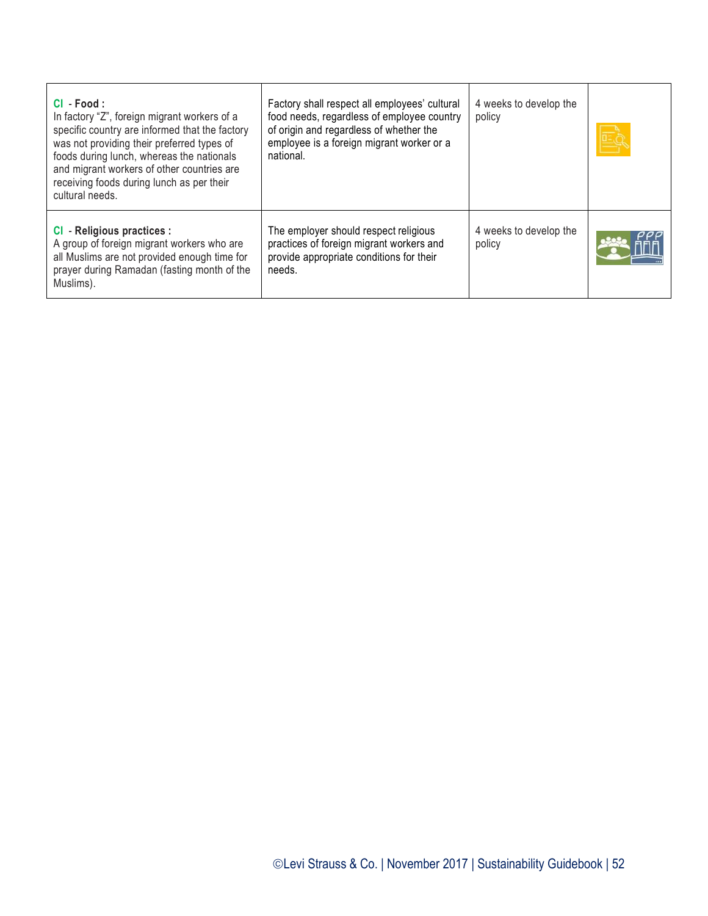| | | | |
|---|---|---|---|
| **CI - Food :**<br>In factory "Z", foreign migrant workers of a specific country are informed that the factory was not providing their preferred types of foods during lunch, whereas the nationals and migrant workers of other countries are receiving foods during lunch as per their cultural needs. | Factory shall respect all employees' cultural food needs, regardless of employee country of origin and regardless of whether the employee is a foreign migrant worker or a national. | 4 weeks to develop the policy | |
| **CI - Religious practices :**<br>A group of foreign migrant workers who are all Muslims are not provided enough time for prayer during Ramadan (fasting month of the Muslims). | The employer should respect religious practices of foreign migrant workers and provide appropriate conditions for their needs. | 4 weeks to develop the policy | |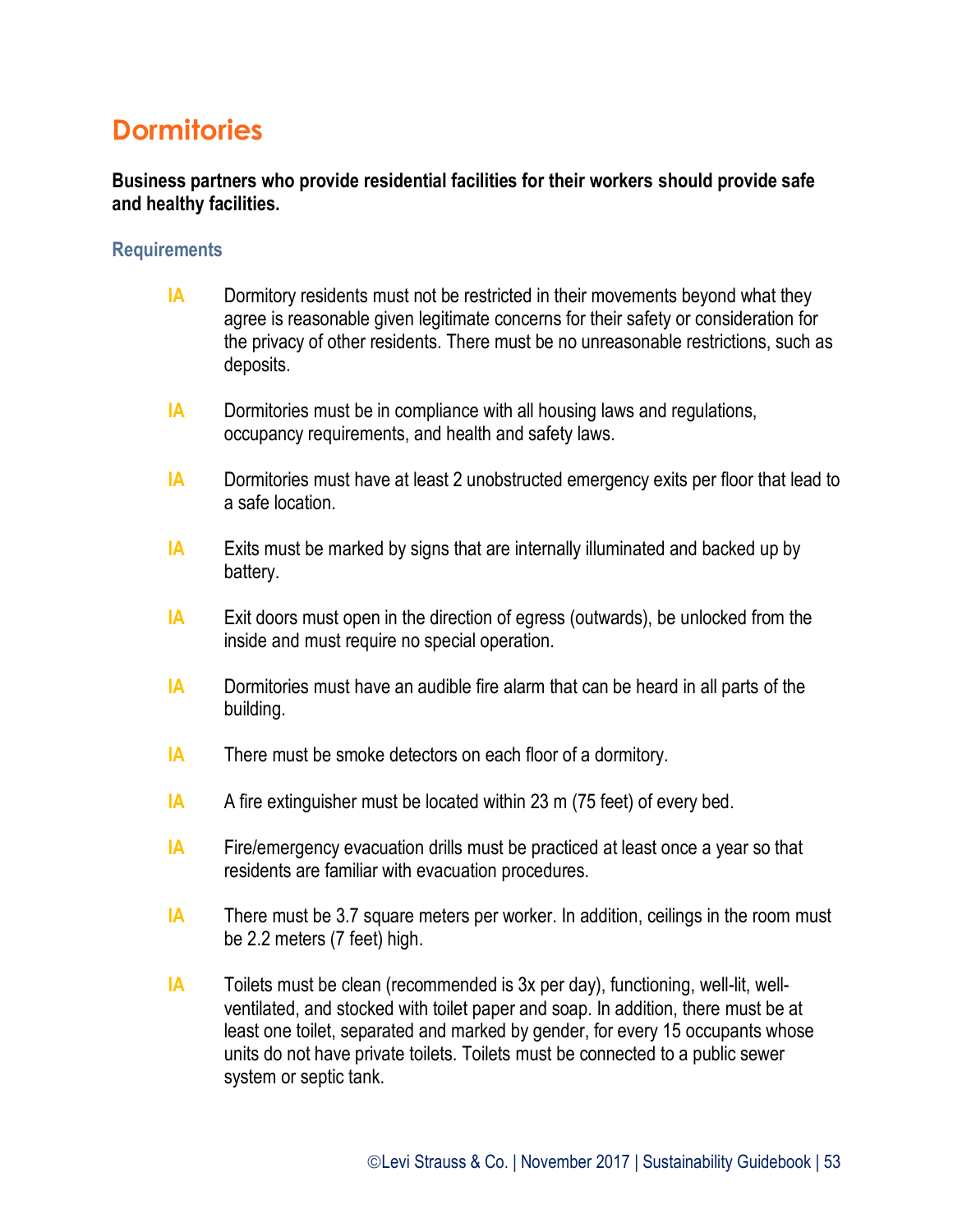# Dormitories

**Business partners who provide residential facilities for their workers should provide safe and healthy facilities.**

### Requirements

**IA** Dormitory residents must not be restricted in their movements beyond what they agree is reasonable given legitimate concerns for their safety or consideration for the privacy of other residents. There must be no unreasonable restrictions, such as deposits.

**IA** Dormitories must be in compliance with all housing laws and regulations, occupancy requirements, and health and safety laws.

**IA** Dormitories must have at least 2 unobstructed emergency exits per floor that lead to a safe location.

**IA** Exits must be marked by signs that are internally illuminated and backed up by battery.

**IA** Exit doors must open in the direction of egress (outwards), be unlocked from the inside and must require no special operation.

**IA** Dormitories must have an audible fire alarm that can be heard in all parts of the building.

**IA** There must be smoke detectors on each floor of a dormitory.

**IA** A fire extinguisher must be located within 23 m (75 feet) of every bed.

**IA** Fire/emergency evacuation drills must be practiced at least once a year so that residents are familiar with evacuation procedures.

**IA** There must be 3.7 square meters per worker. In addition, ceilings in the room must be 2.2 meters (7 feet) high.

**IA** Toilets must be clean (recommended is 3x per day), functioning, well-lit, well-ventilated, and stocked with toilet paper and soap. In addition, there must be at least one toilet, separated and marked by gender, for every 15 occupants whose units do not have private toilets. Toilets must be connected to a public sewer system or septic tank.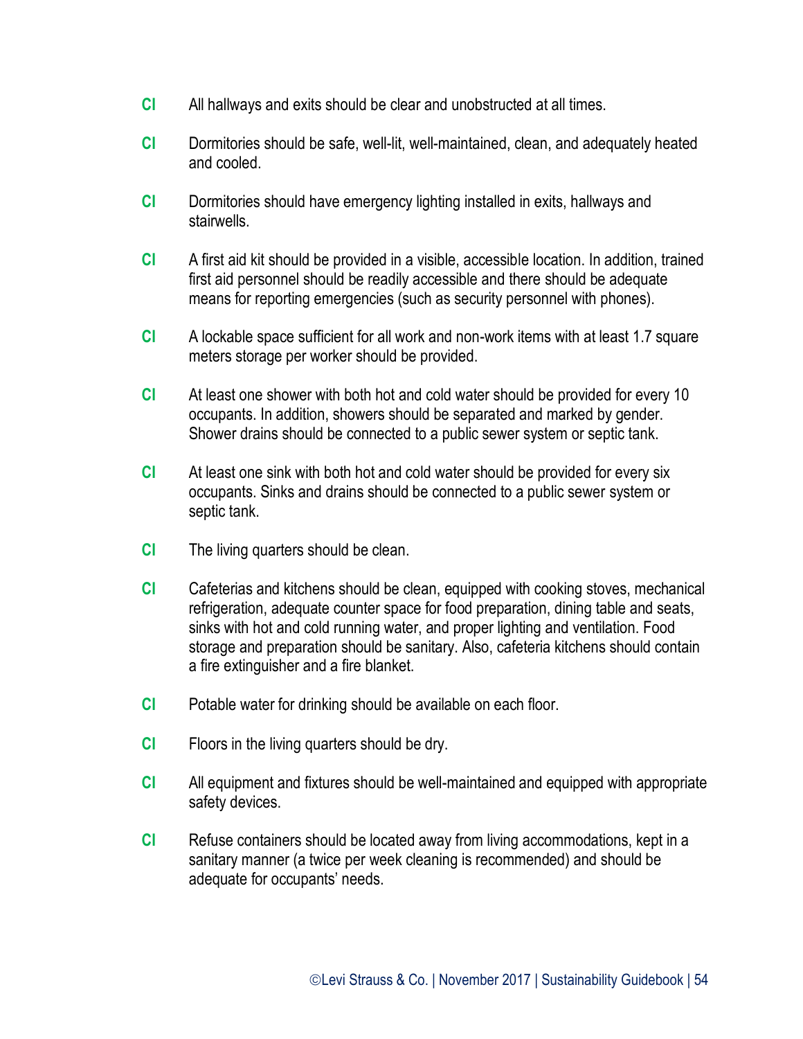**CI** All hallways and exits should be clear and unobstructed at all times.

**CI** Dormitories should be safe, well-lit, well-maintained, clean, and adequately heated and cooled.

**CI** Dormitories should have emergency lighting installed in exits, hallways and stairwells.

**CI** A first aid kit should be provided in a visible, accessible location. In addition, trained first aid personnel should be readily accessible and there should be adequate means for reporting emergencies (such as security personnel with phones).

**CI** A lockable space sufficient for all work and non-work items with at least 1.7 square meters storage per worker should be provided.

**CI** At least one shower with both hot and cold water should be provided for every 10 occupants. In addition, showers should be separated and marked by gender. Shower drains should be connected to a public sewer system or septic tank.

**CI** At least one sink with both hot and cold water should be provided for every six occupants. Sinks and drains should be connected to a public sewer system or septic tank.

**CI** The living quarters should be clean.

**CI** Cafeterias and kitchens should be clean, equipped with cooking stoves, mechanical refrigeration, adequate counter space for food preparation, dining table and seats, sinks with hot and cold running water, and proper lighting and ventilation. Food storage and preparation should be sanitary. Also, cafeteria kitchens should contain a fire extinguisher and a fire blanket.

**CI** Potable water for drinking should be available on each floor.

**CI** Floors in the living quarters should be dry.

**CI** All equipment and fixtures should be well-maintained and equipped with appropriate safety devices.

**CI** Refuse containers should be located away from living accommodations, kept in a sanitary manner (a twice per week cleaning is recommended) and should be adequate for occupants' needs.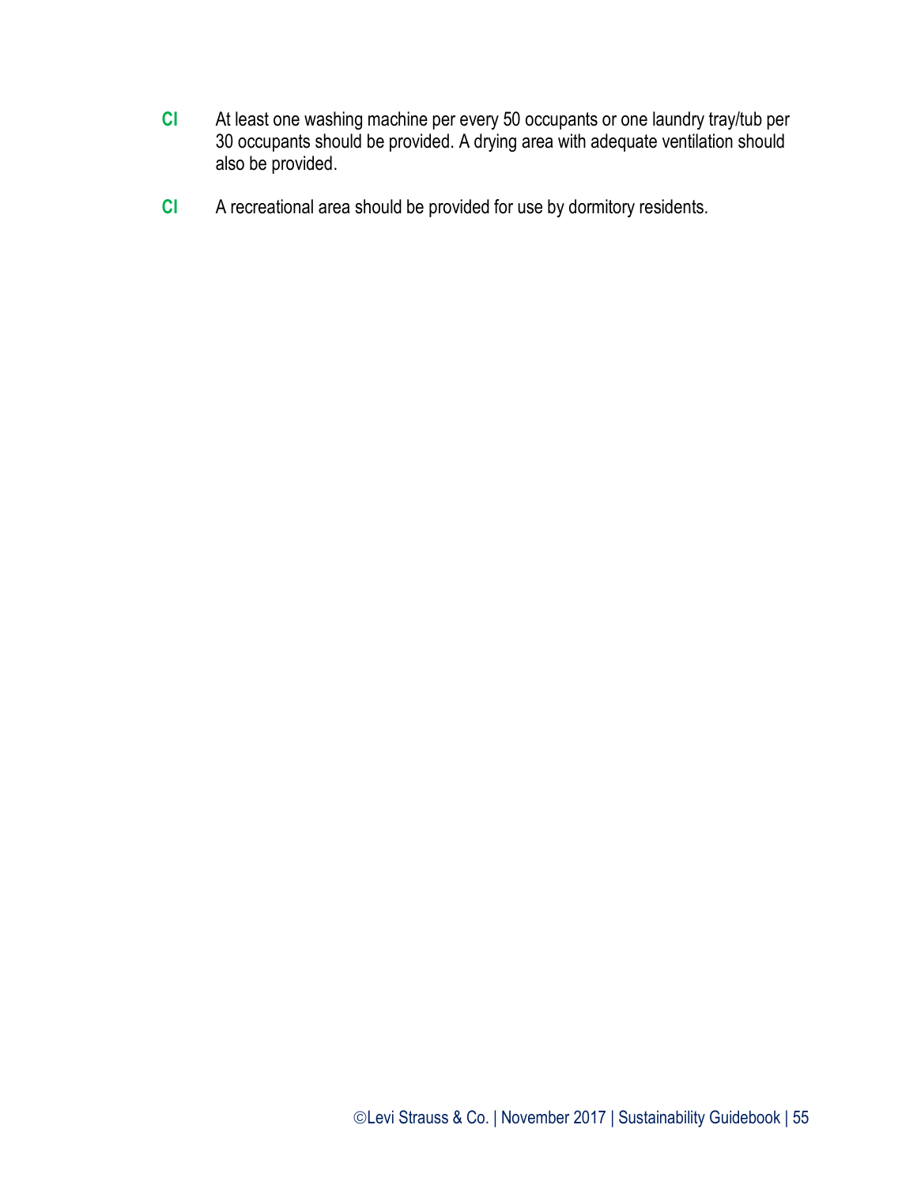**CI** At least one washing machine per every 50 occupants or one laundry tray/tub per 30 occupants should be provided. A drying area with adequate ventilation should also be provided.

**CI** A recreational area should be provided for use by dormitory residents.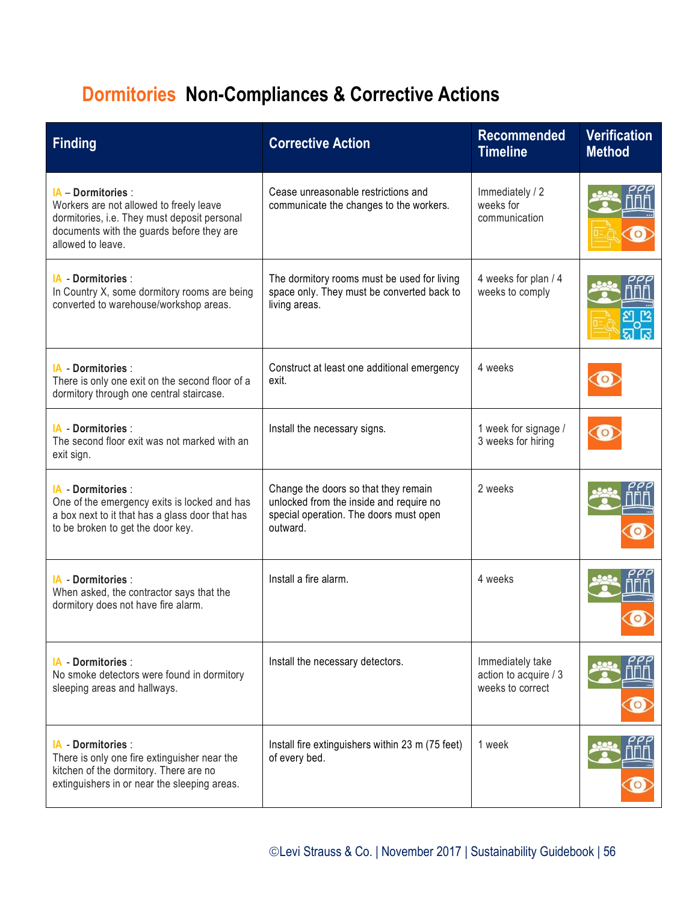# Dormitories Non-Compliances & Corrective Actions

| Finding | Corrective Action | Recommended Timeline | Verification Method |
|---|---|---|---|
| IA – **Dormitories** : Workers are not allowed to freely leave dormitories, i.e. They must deposit personal documents with the guards before they are allowed to leave. | Cease unreasonable restrictions and communicate the changes to the workers. | Immediately / 2 weeks for communication | |
| IA - **Dormitories** : In Country X, some dormitory rooms are being converted to warehouse/workshop areas. | The dormitory rooms must be used for living space only. They must be converted back to living areas. | 4 weeks for plan / 4 weeks to comply | |
| IA - **Dormitories** : There is only one exit on the second floor of a dormitory through one central staircase. | Construct at least one additional emergency exit. | 4 weeks | |
| IA - **Dormitories** : The second floor exit was not marked with an exit sign. | Install the necessary signs. | 1 week for signage / 3 weeks for hiring | |
| IA - **Dormitories** : One of the emergency exits is locked and has a box next to it that has a glass door that has to be broken to get the door key. | Change the doors so that they remain unlocked from the inside and require no special operation. The doors must open outward. | 2 weeks | |
| IA - **Dormitories** : When asked, the contractor says that the dormitory does not have fire alarm. | Install a fire alarm. | 4 weeks | |
| IA - **Dormitories** : No smoke detectors were found in dormitory sleeping areas and hallways. | Install the necessary detectors. | Immediately take action to acquire / 3 weeks to correct | |
| IA - **Dormitories** : There is only one fire extinguisher near the kitchen of the dormitory. There are no extinguishers in or near the sleeping areas. | Install fire extinguishers within 23 m (75 feet) of every bed. | 1 week | |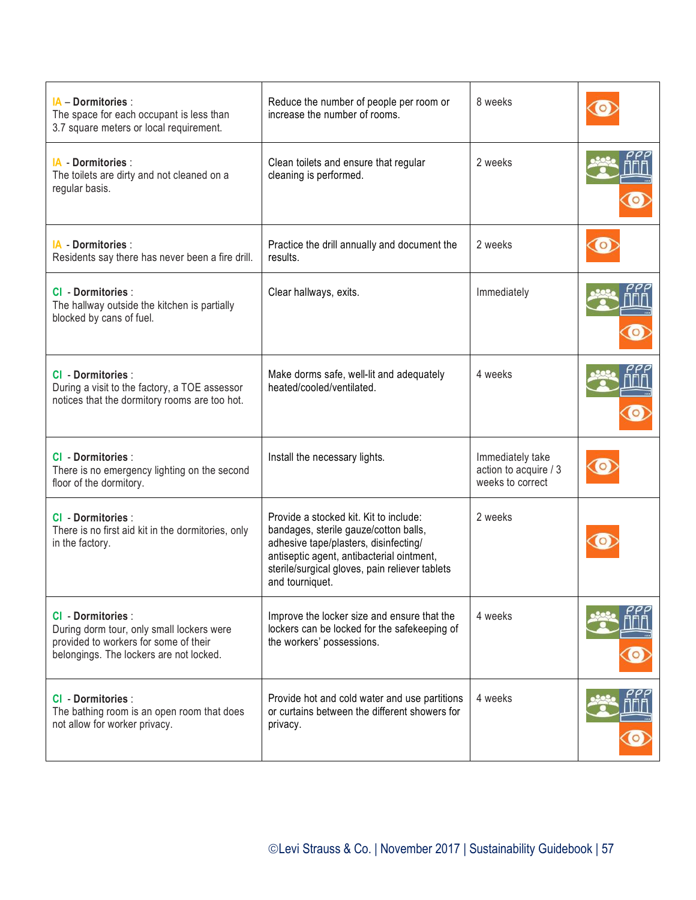| | | | |
|---|---|---|---|
| IA – **Dormitories** : The space for each occupant is less than 3.7 square meters or local requirement. | Reduce the number of people per room or increase the number of rooms. | 8 weeks | |
| IA - **Dormitories** : The toilets are dirty and not cleaned on a regular basis. | Clean toilets and ensure that regular cleaning is performed. | 2 weeks | |
| IA - **Dormitories** : Residents say there has never been a fire drill. | Practice the drill annually and document the results. | 2 weeks | |
| CI - **Dormitories** : The hallway outside the kitchen is partially blocked by cans of fuel. | Clear hallways, exits. | Immediately | |
| CI - **Dormitories** : During a visit to the factory, a TOE assessor notices that the dormitory rooms are too hot. | Make dorms safe, well-lit and adequately heated/cooled/ventilated. | 4 weeks | |
| CI - **Dormitories** : There is no emergency lighting on the second floor of the dormitory. | Install the necessary lights. | Immediately take action to acquire / 3 weeks to correct | |
| CI - **Dormitories** : There is no first aid kit in the dormitories, only in the factory. | Provide a stocked kit. Kit to include: bandages, sterile gauze/cotton balls, adhesive tape/plasters, disinfecting/ antiseptic agent, antibacterial ointment, sterile/surgical gloves, pain reliever tablets and tourniquet. | 2 weeks | |
| CI - **Dormitories** : During dorm tour, only small lockers were provided to workers for some of their belongings. The lockers are not locked. | Improve the locker size and ensure that the lockers can be locked for the safekeeping of the workers' possessions. | 4 weeks | |
| CI - **Dormitories** : The bathing room is an open room that does not allow for worker privacy. | Provide hot and cold water and use partitions or curtains between the different showers for privacy. | 4 weeks | |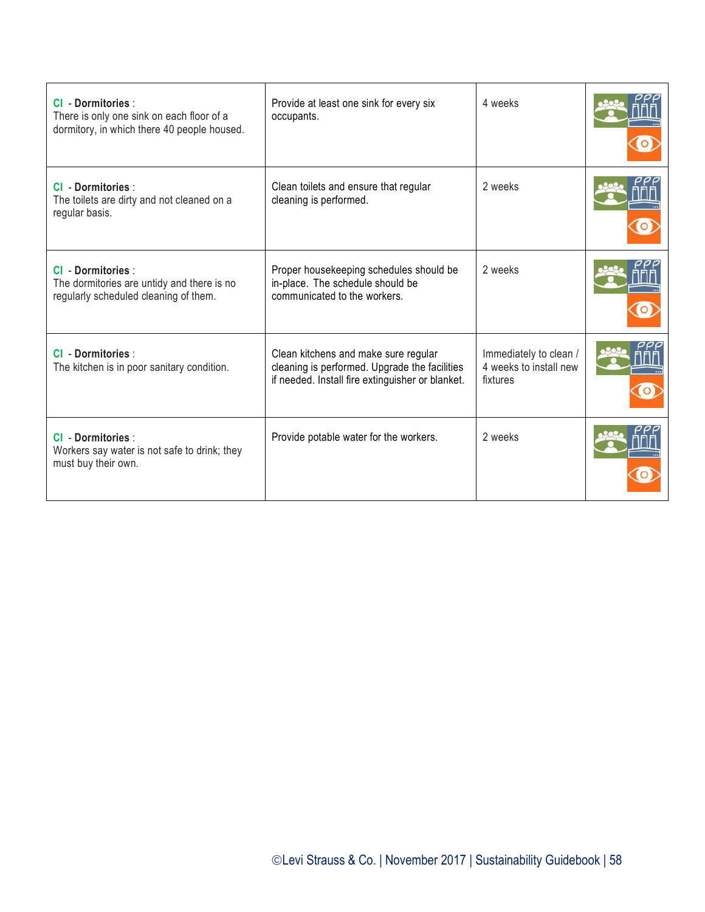| | | | |
|---|---|---|---|
| **CI - Dormitories** : There is only one sink on each floor of a dormitory, in which there 40 people housed. | Provide at least one sink for every six occupants. | 4 weeks | |
| **CI - Dormitories** : The toilets are dirty and not cleaned on a regular basis. | Clean toilets and ensure that regular cleaning is performed. | 2 weeks | |
| **CI - Dormitories** : The dormitories are untidy and there is no regularly scheduled cleaning of them. | Proper housekeeping schedules should be in-place. The schedule should be communicated to the workers. | 2 weeks | |
| **CI - Dormitories** : The kitchen is in poor sanitary condition. | Clean kitchens and make sure regular cleaning is performed. Upgrade the facilities if needed. Install fire extinguisher or blanket. | Immediately to clean / 4 weeks to install new fixtures | |
| **CI - Dormitories** : Workers say water is not safe to drink; they must buy their own. | Provide potable water for the workers. | 2 weeks | |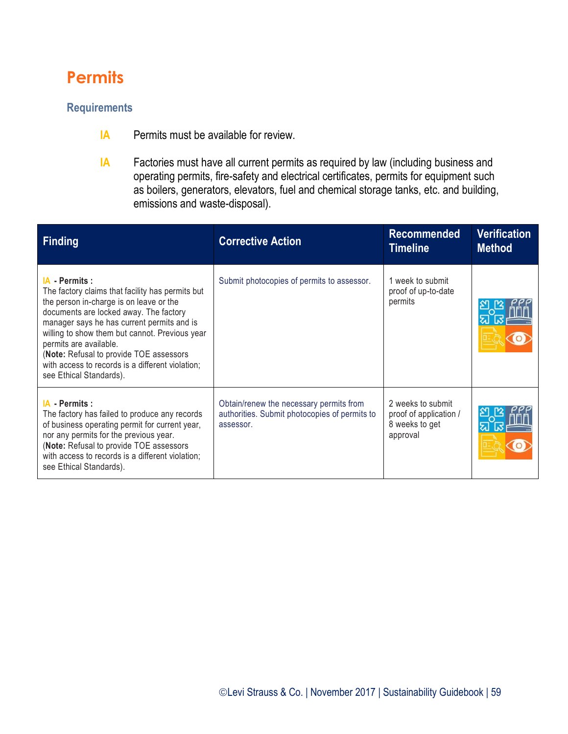# Permits

## Requirements

**IA** Permits must be available for review.

**IA** Factories must have all current permits as required by law (including business and operating permits, fire-safety and electrical certificates, permits for equipment such as boilers, generators, elevators, fuel and chemical storage tanks, etc. and building, emissions and waste-disposal).

| Finding | Corrective Action | Recommended Timeline | Verification Method |
|---|---|---|---|
| IA **- Permits :** The factory claims that facility has permits but the person in-charge is on leave or the documents are locked away. The factory manager says he has current permits and is willing to show them but cannot. Previous year permits are available. (**Note:** Refusal to provide TOE assessors with access to records is a different violation; see Ethical Standards). | Submit photocopies of permits to assessor. | 1 week to submit proof of up-to-date permits | |
| IA **- Permits :** The factory has failed to produce any records of business operating permit for current year, nor any permits for the previous year. (**Note:** Refusal to provide TOE assessors with access to records is a different violation; see Ethical Standards). | Obtain/renew the necessary permits from authorities. Submit photocopies of permits to assessor. | 2 weeks to submit proof of application / 8 weeks to get approval | |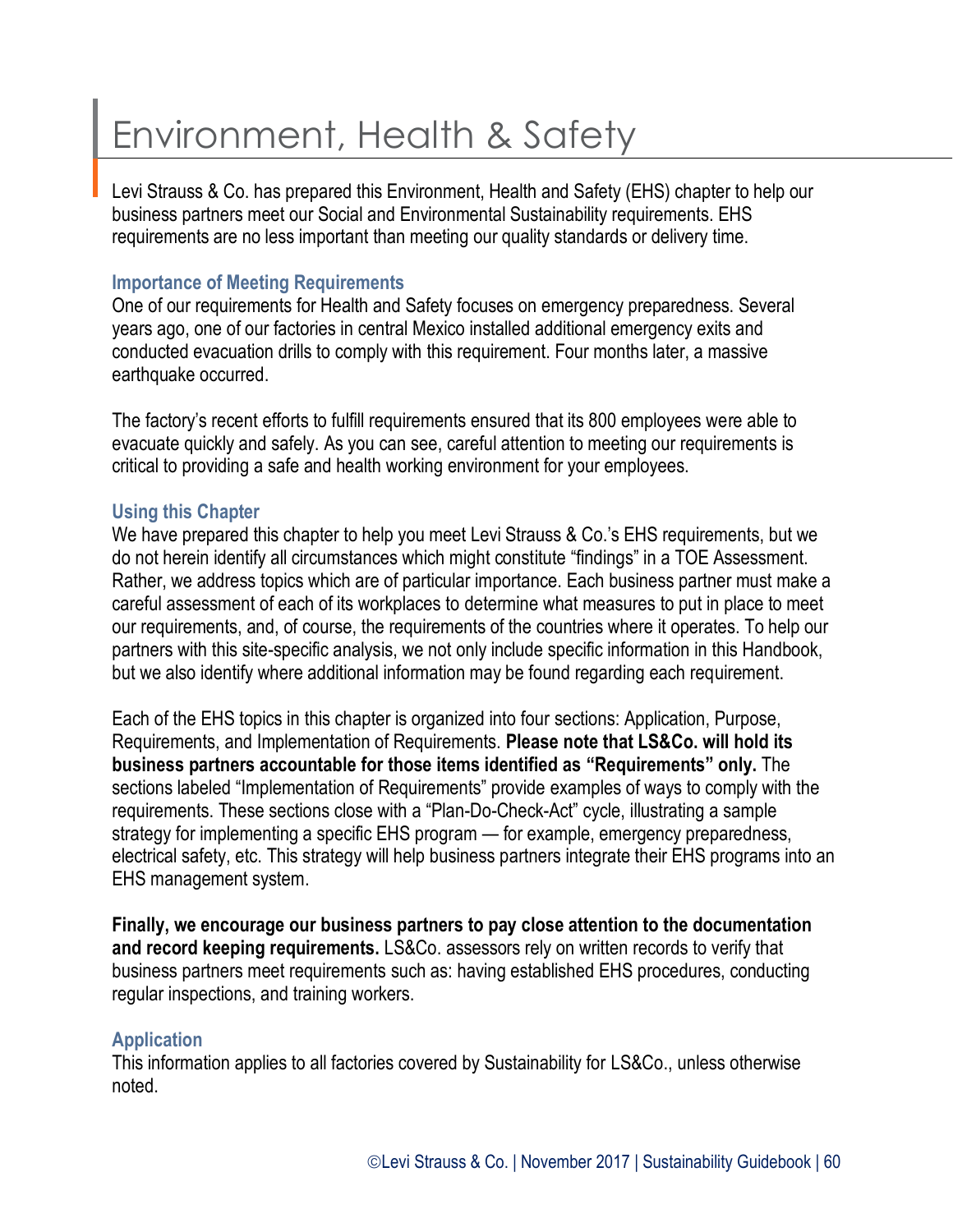# Environment, Health & Safety

Levi Strauss & Co. has prepared this Environment, Health and Safety (EHS) chapter to help our business partners meet our Social and Environmental Sustainability requirements. EHS requirements are no less important than meeting our quality standards or delivery time.

### Importance of Meeting Requirements

One of our requirements for Health and Safety focuses on emergency preparedness. Several years ago, one of our factories in central Mexico installed additional emergency exits and conducted evacuation drills to comply with this requirement. Four months later, a massive earthquake occurred.

The factory's recent efforts to fulfill requirements ensured that its 800 employees were able to evacuate quickly and safely. As you can see, careful attention to meeting our requirements is critical to providing a safe and health working environment for your employees.

### Using this Chapter

We have prepared this chapter to help you meet Levi Strauss & Co.'s EHS requirements, but we do not herein identify all circumstances which might constitute "findings" in a TOE Assessment. Rather, we address topics which are of particular importance. Each business partner must make a careful assessment of each of its workplaces to determine what measures to put in place to meet our requirements, and, of course, the requirements of the countries where it operates. To help our partners with this site-specific analysis, we not only include specific information in this Handbook, but we also identify where additional information may be found regarding each requirement.

Each of the EHS topics in this chapter is organized into four sections: Application, Purpose, Requirements, and Implementation of Requirements. **Please note that LS&Co. will hold its business partners accountable for those items identified as "Requirements" only.** The sections labeled "Implementation of Requirements" provide examples of ways to comply with the requirements. These sections close with a "Plan-Do-Check-Act" cycle, illustrating a sample strategy for implementing a specific EHS program — for example, emergency preparedness, electrical safety, etc. This strategy will help business partners integrate their EHS programs into an EHS management system.

**Finally, we encourage our business partners to pay close attention to the documentation and record keeping requirements.** LS&Co. assessors rely on written records to verify that business partners meet requirements such as: having established EHS procedures, conducting regular inspections, and training workers.

### Application

This information applies to all factories covered by Sustainability for LS&Co., unless otherwise noted.